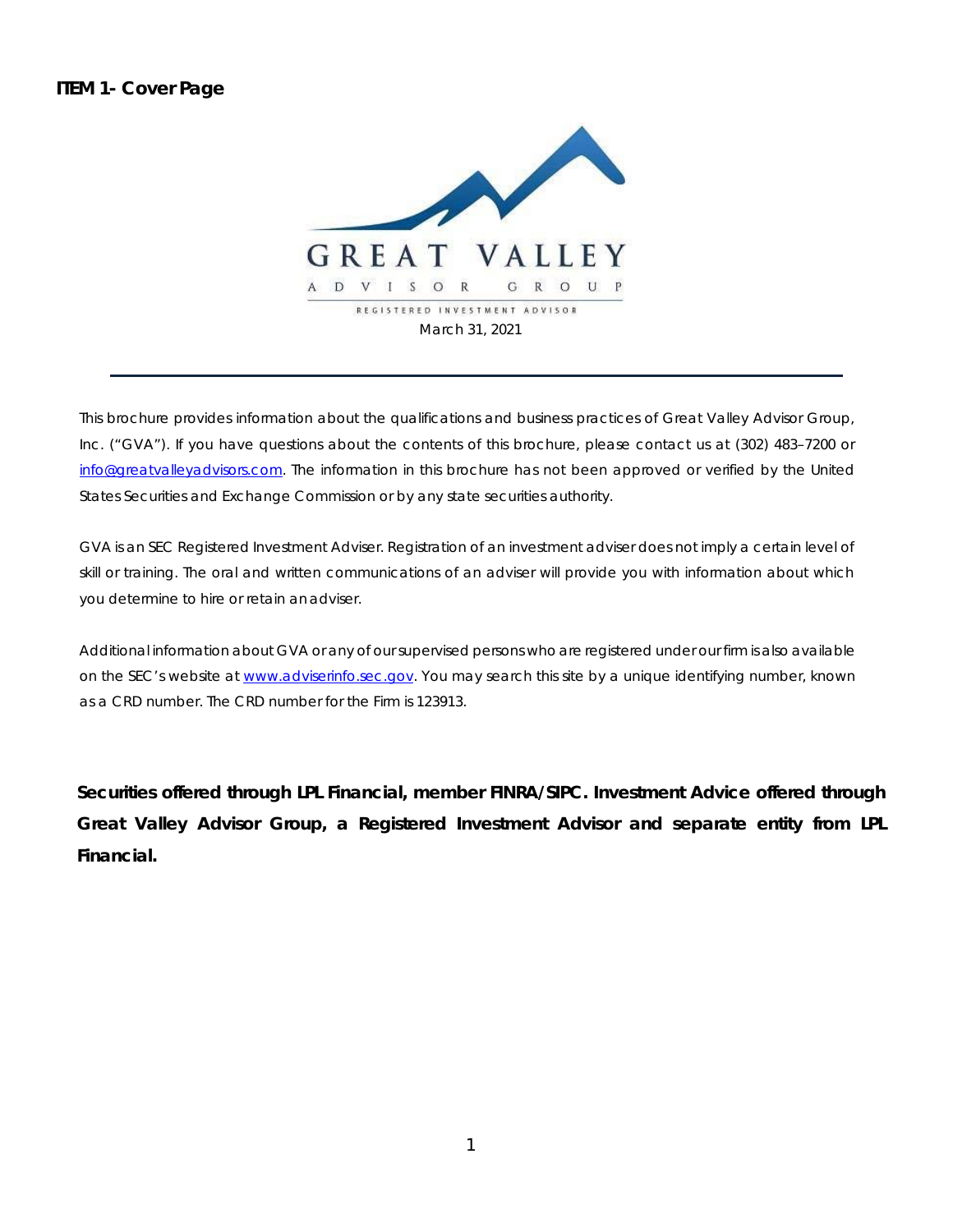## ITEM 1- Cover Page

GREAT VALLEY

ADVISOR GROUP

REGISTERED INVESTMENT ADVISOR

March 31, 2021

---

This brochure provides information about the qualifications and business practices of Great Valley Advisor Group, Inc. ("GVA"). If you have questions about the contents of this brochure, please contact us at (302) 483–7200 or info@greatvalleyadvisors.com. The information in this brochure has not been approved or verified by the United States Securities and Exchange Commission or by any state securities authority.

GVA is an SEC Registered Investment Adviser. Registration of an investment adviser does not imply a certain level of skill or training. The oral and written communications of an adviser will provide you with information about which you determine to hire or retain an adviser.

Additional information about GVA or any of our supervised persons who are registered under our firm is also available on the SEC's website at www.adviserinfo.sec.gov. You may search this site by a unique identifying number, known as a CRD number. The CRD number for the Firm is 123913.

**Securities offered through LPL Financial, member FINRA/SIPC. Investment Advice offered through Great Valley Advisor Group, a Registered Investment Advisor and separate entity from LPL Financial.**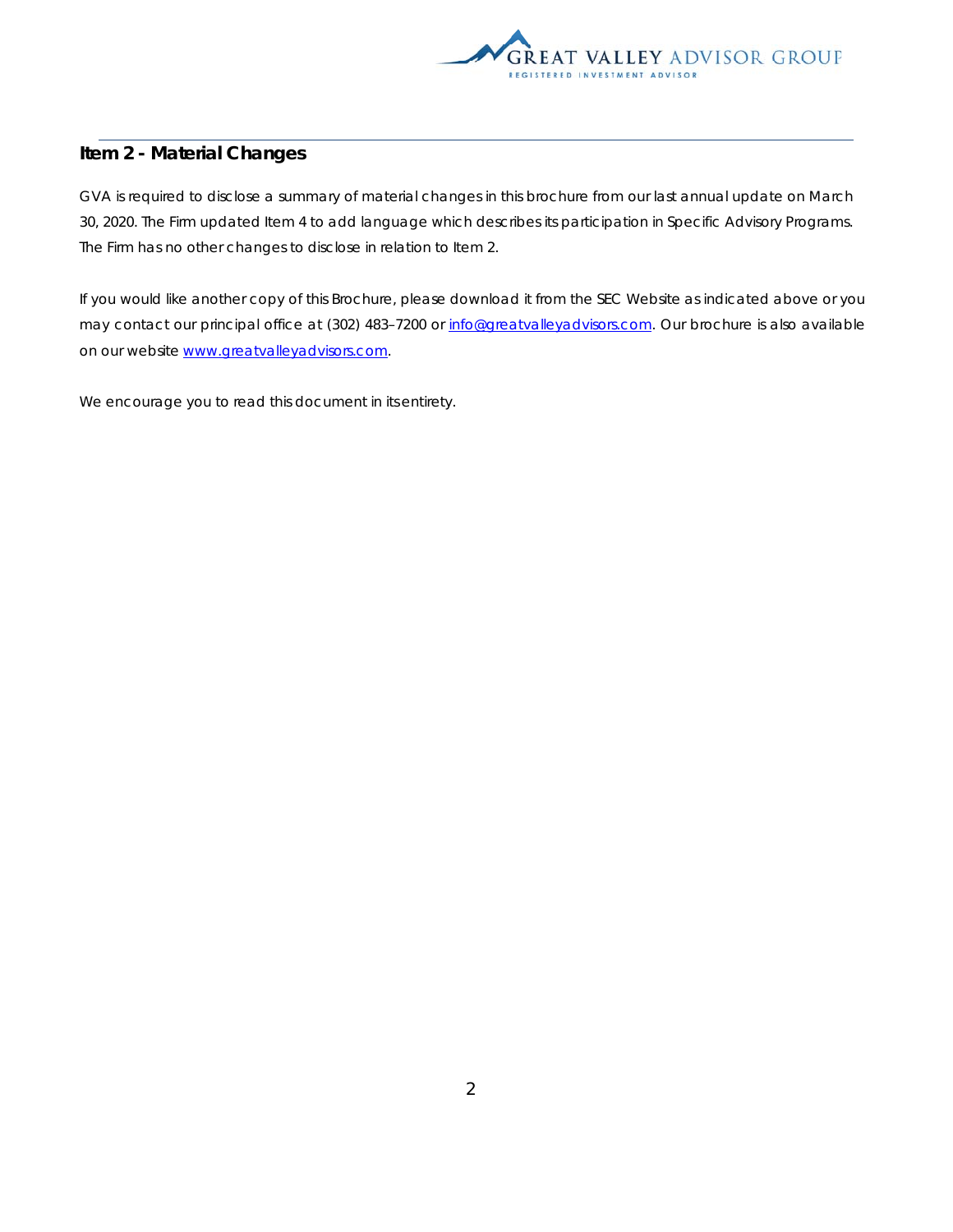## Item 2 - Material Changes

GVA is required to disclose a summary of material changes in this brochure from our last annual update on March 30, 2020. The Firm updated Item 4 to add language which describes its participation in Specific Advisory Programs. The Firm has no other changes to disclose in relation to Item 2.

If you would like another copy of this Brochure, please download it from the SEC Website as indicated above or you may contact our principal office at (302) 483–7200 or info@greatvalleyadvisors.com. Our brochure is also available on our website www.greatvalleyadvisors.com.

We encourage you to read this document in its entirety.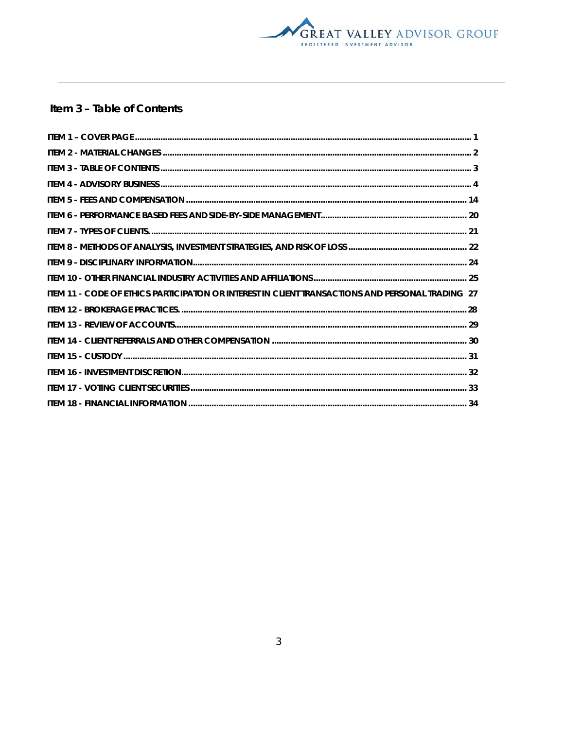## Item 3 – Table of Contents

ITEM 1 – COVER PAGE ..... 1
ITEM 2 - MATERIAL CHANGES ..... 2
ITEM 3 - TABLE OF CONTENTS ..... 3
ITEM 4 - ADVISORY BUSINESS ..... 4
ITEM 5 - FEES AND COMPENSATION ..... 14
ITEM 6 - PERFORMANCE BASED FEES AND SIDE-BY-SIDE MANAGEMENT ..... 20
ITEM 7 - TYPES OF CLIENTS. ..... 21
ITEM 8 - METHODS OF ANALYSIS, INVESTMENT STRATEGIES, AND RISK OF LOSS ..... 22
ITEM 9 - DISCIPLINARY INFORMATION ..... 24
ITEM 10 - OTHER FINANCIAL INDUSTRY ACTIVITIES AND AFFILIATIONS ..... 25
ITEM 11 - CODE OF ETHICS PARTICIPATON OR INTEREST IN CLIENT TRANSACTIONS AND PERSONAL TRADING 27
ITEM 12 - BROKERAGE PRACTICES. ..... 28
ITEM 13 - REVIEW OF ACCOUNTS ..... 29
ITEM 14 - CLIENT REFERRALS AND OTHER COMPENSATION ..... 30
ITEM 15 - CUSTODY ..... 31
ITEM 16 - INVESTMENT DISCRETION ..... 32
ITEM 17 - VOTING CLIENT SECURITIES ..... 33
ITEM 18 - FINANCIAL INFORMATION ..... 34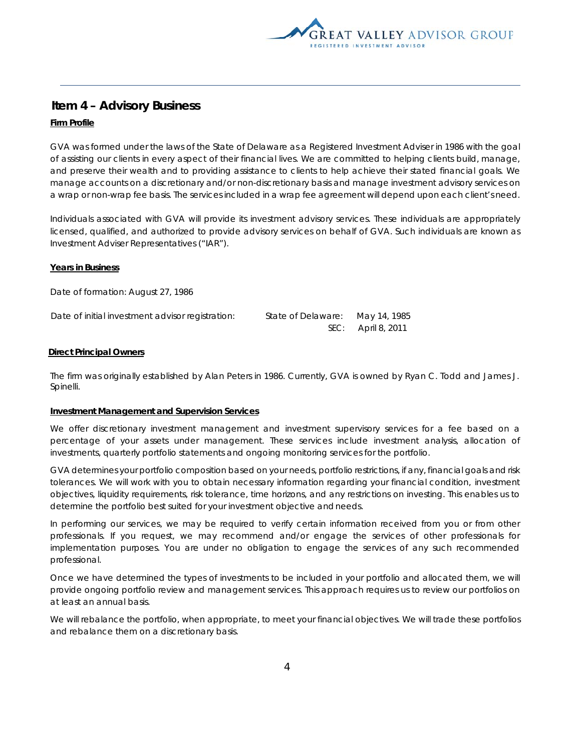## Item 4 – Advisory Business

**Firm Profile**

GVA was formed under the laws of the State of Delaware as a Registered Investment Adviser in 1986 with the goal of assisting our clients in every aspect of their financial lives. We are committed to helping clients build, manage, and preserve their wealth and to providing assistance to clients to help achieve their stated financial goals. We manage accounts on a discretionary and/or non-discretionary basis and manage investment advisory services on a wrap or non-wrap fee basis. The services included in a wrap fee agreement will depend upon each client's need.

Individuals associated with GVA will provide its investment advisory services. These individuals are appropriately licensed, qualified, and authorized to provide advisory services on behalf of GVA. Such individuals are known as Investment Adviser Representatives ("IAR").

**Years in Business**

Date of formation: August 27, 1986

| Date of initial investment advisor registration: | State of Delaware: | May 14, 1985 |
|---|---|---|
| | SEC: | April 8, 2011 |

**Direct Principal Owners**

The firm was originally established by Alan Peters in 1986. Currently, GVA is owned by Ryan C. Todd and James J. Spinelli.

**Investment Management and Supervision Services**

We offer discretionary investment management and investment supervisory services for a fee based on a percentage of your assets under management. These services include investment analysis, allocation of investments, quarterly portfolio statements and ongoing monitoring services for the portfolio.

GVA determines your portfolio composition based on your needs, portfolio restrictions, if any, financial goals and risk tolerances. We will work with you to obtain necessary information regarding your financial condition, investment objectives, liquidity requirements, risk tolerance, time horizons, and any restrictions on investing. This enables us to determine the portfolio best suited for your investment objective and needs.

In performing our services, we may be required to verify certain information received from you or from other professionals. If you request, we may recommend and/or engage the services of other professionals for implementation purposes. You are under no obligation to engage the services of any such recommended professional.

Once we have determined the types of investments to be included in your portfolio and allocated them, we will provide ongoing portfolio review and management services. This approach requires us to review our portfolios on at least an annual basis.

We will rebalance the portfolio, when appropriate, to meet your financial objectives. We will trade these portfolios and rebalance them on a discretionary basis.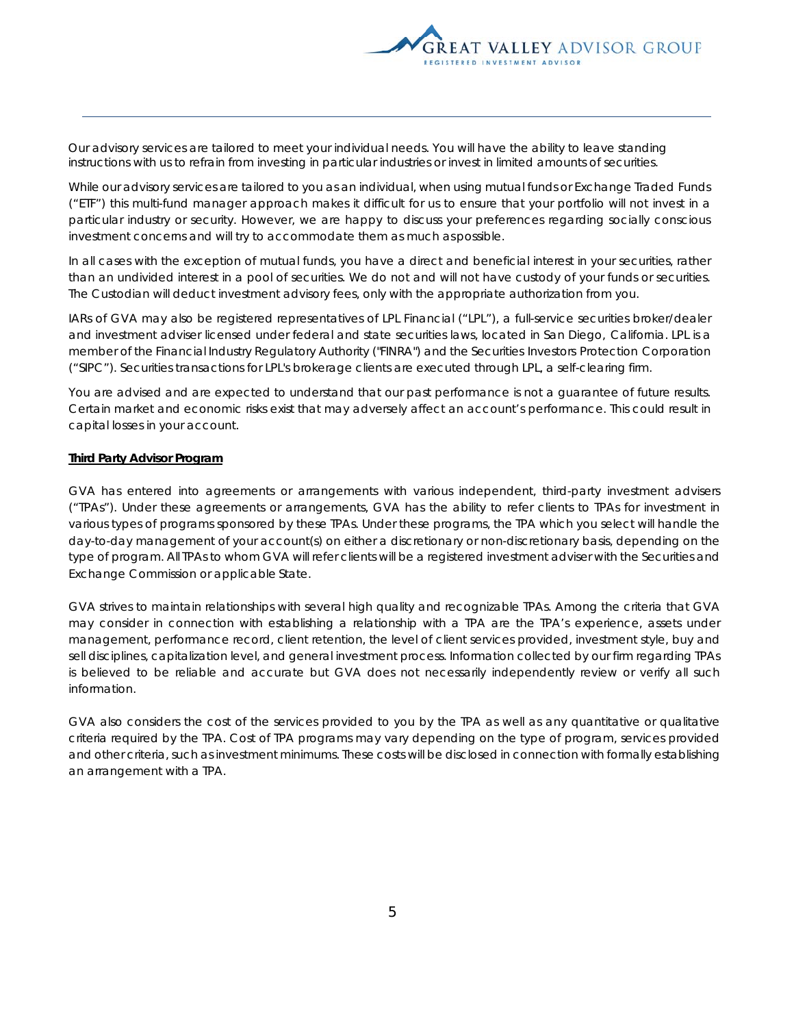Our advisory services are tailored to meet your individual needs. You will have the ability to leave standing instructions with us to refrain from investing in particular industries or invest in limited amounts of securities.

While our advisory services are tailored to you as an individual, when using mutual funds or Exchange Traded Funds ("ETF") this multi-fund manager approach makes it difficult for us to ensure that your portfolio will not invest in a particular industry or security. However, we are happy to discuss your preferences regarding socially conscious investment concerns and will try to accommodate them as much aspossible.

In all cases with the exception of mutual funds, you have a direct and beneficial interest in your securities, rather than an undivided interest in a pool of securities. We do not and will not have custody of your funds or securities. The Custodian will deduct investment advisory fees, only with the appropriate authorization from you.

IARs of GVA may also be registered representatives of LPL Financial ("LPL"), a full-service securities broker/dealer and investment adviser licensed under federal and state securities laws, located in San Diego, California. LPL is a member of the Financial Industry Regulatory Authority ("FINRA") and the Securities Investors Protection Corporation ("SIPC"). Securities transactions for LPL's brokerage clients are executed through LPL, a self-clearing firm.

You are advised and are expected to understand that our past performance is not a guarantee of future results. Certain market and economic risks exist that may adversely affect an account's performance. This could result in capital losses in your account.

**Third Party Advisor Program**

GVA has entered into agreements or arrangements with various independent, third-party investment advisers ("TPAs"). Under these agreements or arrangements, GVA has the ability to refer clients to TPAs for investment in various types of programs sponsored by these TPAs. Under these programs, the TPA which you select will handle the day-to-day management of your account(s) on either a discretionary or non-discretionary basis, depending on the type of program. All TPAs to whom GVA will refer clients will be a registered investment adviser with the Securities and Exchange Commission or applicable State.

GVA strives to maintain relationships with several high quality and recognizable TPAs. Among the criteria that GVA may consider in connection with establishing a relationship with a TPA are the TPA's experience, assets under management, performance record, client retention, the level of client services provided, investment style, buy and sell disciplines, capitalization level, and general investment process. Information collected by our firm regarding TPAs is believed to be reliable and accurate but GVA does not necessarily independently review or verify all such information.

GVA also considers the cost of the services provided to you by the TPA as well as any quantitative or qualitative criteria required by the TPA. Cost of TPA programs may vary depending on the type of program, services provided and other criteria, such as investment minimums. These costs will be disclosed in connection with formally establishing an arrangement with a TPA.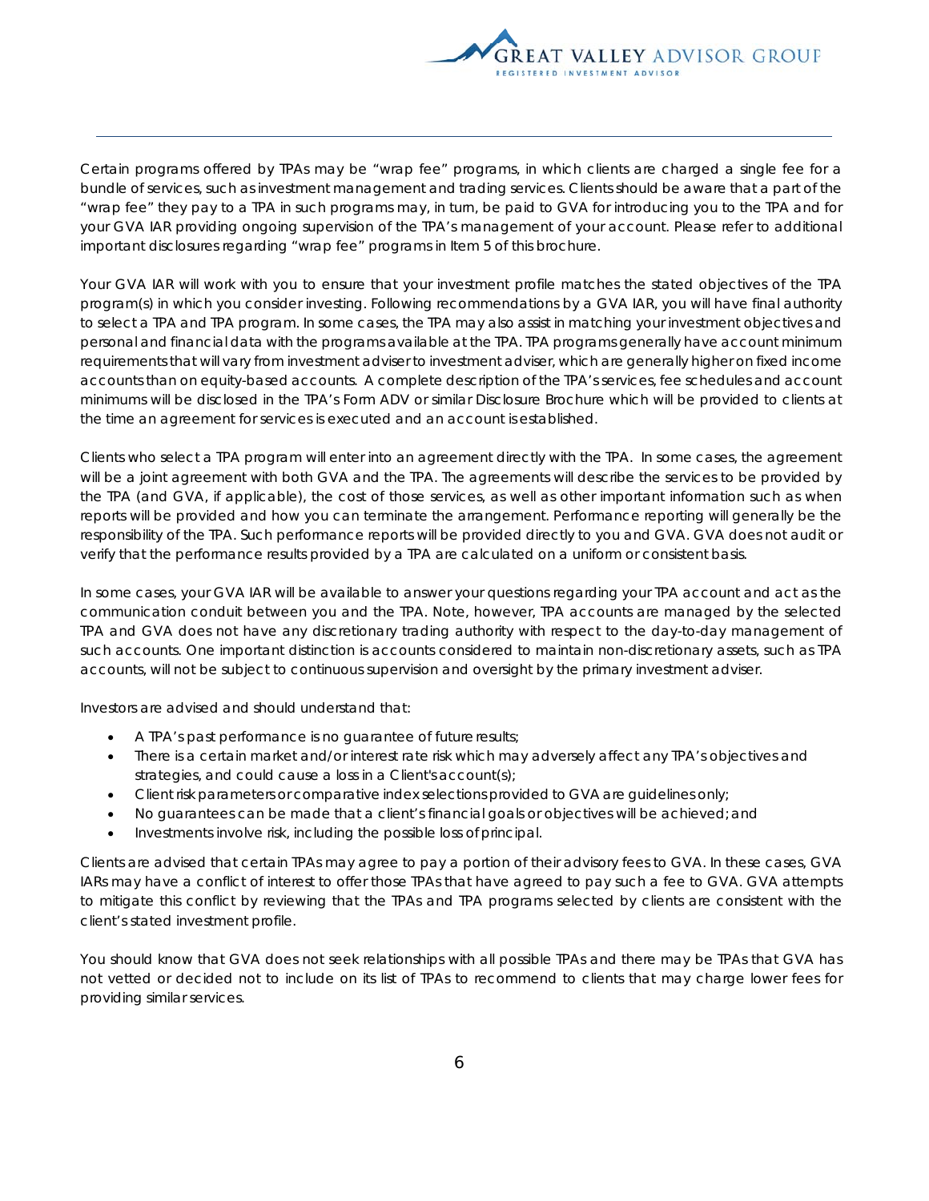Certain programs offered by TPAs may be "wrap fee" programs, in which clients are charged a single fee for a bundle of services, such as investment management and trading services. Clients should be aware that a part of the "wrap fee" they pay to a TPA in such programs may, in turn, be paid to GVA for introducing you to the TPA and for your GVA IAR providing ongoing supervision of the TPA's management of your account. Please refer to additional important disclosures regarding "wrap fee" programs in Item 5 of this brochure.

Your GVA IAR will work with you to ensure that your investment profile matches the stated objectives of the TPA program(s) in which you consider investing. Following recommendations by a GVA IAR, you will have final authority to select a TPA and TPA program. In some cases, the TPA may also assist in matching your investment objectives and personal and financial data with the programs available at the TPA. TPA programs generally have account minimum requirements that will vary from investment adviser to investment adviser, which are generally higher on fixed income accounts than on equity-based accounts. A complete description of the TPA's services, fee schedules and account minimums will be disclosed in the TPA's Form ADV or similar Disclosure Brochure which will be provided to clients at the time an agreement for services is executed and an account is established.

Clients who select a TPA program will enter into an agreement directly with the TPA. In some cases, the agreement will be a joint agreement with both GVA and the TPA. The agreements will describe the services to be provided by the TPA (and GVA, if applicable), the cost of those services, as well as other important information such as when reports will be provided and how you can terminate the arrangement. Performance reporting will generally be the responsibility of the TPA. Such performance reports will be provided directly to you and GVA. GVA does not audit or verify that the performance results provided by a TPA are calculated on a uniform or consistent basis.

In some cases, your GVA IAR will be available to answer your questions regarding your TPA account and act as the communication conduit between you and the TPA. Note, however, TPA accounts are managed by the selected TPA and GVA does not have any discretionary trading authority with respect to the day-to-day management of such accounts. One important distinction is accounts considered to maintain non-discretionary assets, such as TPA accounts, will not be subject to continuous supervision and oversight by the primary investment adviser.

Investors are advised and should understand that:

- A TPA's past performance is no guarantee of future results;
- There is a certain market and/or interest rate risk which may adversely affect any TPA's objectives and strategies, and could cause a loss in a Client's account(s);
- Client risk parameters or comparative index selections provided to GVA are guidelines only;
- No guarantees can be made that a client's financial goals or objectives will be achieved; and
- Investments involve risk, including the possible loss of principal.

Clients are advised that certain TPAs may agree to pay a portion of their advisory fees to GVA. In these cases, GVA IARs may have a conflict of interest to offer those TPAs that have agreed to pay such a fee to GVA. GVA attempts to mitigate this conflict by reviewing that the TPAs and TPA programs selected by clients are consistent with the client's stated investment profile.

You should know that GVA does not seek relationships with all possible TPAs and there may be TPAs that GVA has not vetted or decided not to include on its list of TPAs to recommend to clients that may charge lower fees for providing similar services.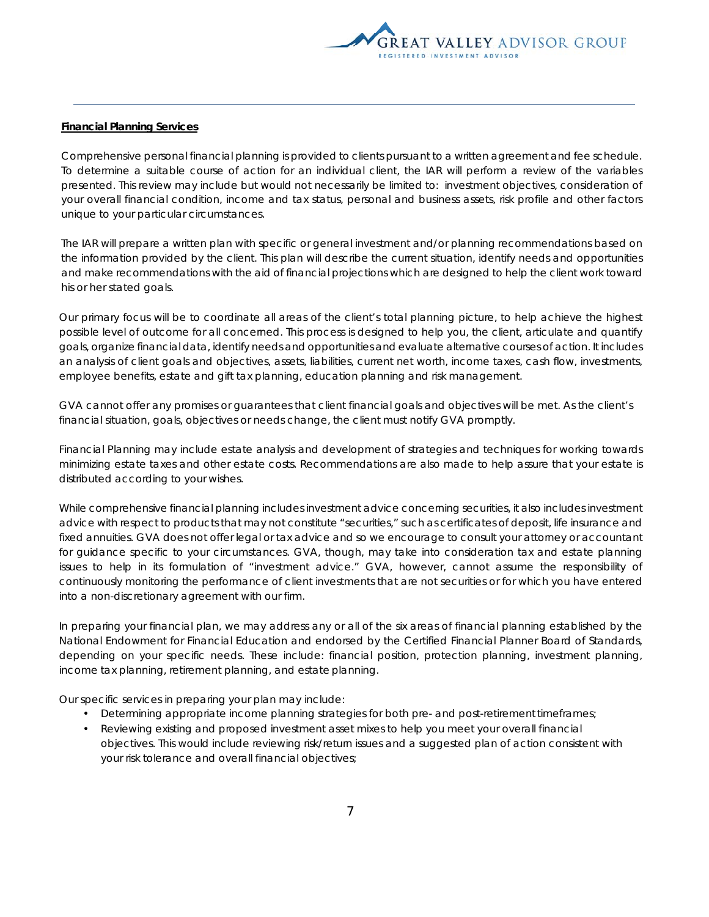**Financial Planning Services**

Comprehensive personal financial planning is provided to clients pursuant to a written agreement and fee schedule. To determine a suitable course of action for an individual client, the IAR will perform a review of the variables presented. This review may include but would not necessarily be limited to: investment objectives, consideration of your overall financial condition, income and tax status, personal and business assets, risk profile and other factors unique to your particular circumstances.

The IAR will prepare a written plan with specific or general investment and/or planning recommendations based on the information provided by the client. This plan will describe the current situation, identify needs and opportunities and make recommendations with the aid of financial projections which are designed to help the client work toward his or her stated goals.

Our primary focus will be to coordinate all areas of the client's total planning picture, to help achieve the highest possible level of outcome for all concerned. This process is designed to help you, the client, articulate and quantify goals, organize financial data, identify needs and opportunities and evaluate alternative courses of action. It includes an analysis of client goals and objectives, assets, liabilities, current net worth, income taxes, cash flow, investments, employee benefits, estate and gift tax planning, education planning and risk management.

GVA cannot offer any promises or guarantees that client financial goals and objectives will be met. As the client's financial situation, goals, objectives or needs change, the client must notify GVA promptly.

Financial Planning may include estate analysis and development of strategies and techniques for working towards minimizing estate taxes and other estate costs. Recommendations are also made to help assure that your estate is distributed according to your wishes.

While comprehensive financial planning includes investment advice concerning securities, it also includes investment advice with respect to products that may not constitute "securities," such as certificates of deposit, life insurance and fixed annuities. GVA does not offer legal or tax advice and so we encourage to consult your attorney or accountant for guidance specific to your circumstances. GVA, though, may take into consideration tax and estate planning issues to help in its formulation of "investment advice." GVA, however, cannot assume the responsibility of continuously monitoring the performance of client investments that are not securities or for which you have entered into a non-discretionary agreement with our firm.

In preparing your financial plan, we may address any or all of the six areas of financial planning established by the National Endowment for Financial Education and endorsed by the Certified Financial Planner Board of Standards, depending on your specific needs. These include: financial position, protection planning, investment planning, income tax planning, retirement planning, and estate planning.

Our specific services in preparing your plan may include:

- Determining appropriate income planning strategies for both pre- and post-retirement timeframes;
- Reviewing existing and proposed investment asset mixes to help you meet your overall financial objectives. This would include reviewing risk/return issues and a suggested plan of action consistent with your risk tolerance and overall financial objectives;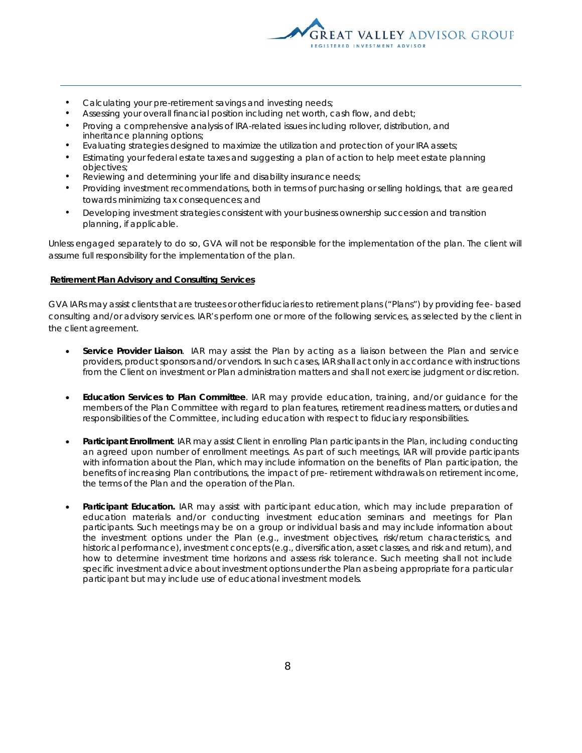- Calculating your pre-retirement savings and investing needs;
- Assessing your overall financial position including net worth, cash flow, and debt;
- Proving a comprehensive analysis of IRA-related issues including rollover, distribution, and inheritance planning options;
- Evaluating strategies designed to maximize the utilization and protection of your IRA assets;
- Estimating your federal estate taxes and suggesting a plan of action to help meet estate planning objectives;
- Reviewing and determining your life and disability insurance needs;
- Providing investment recommendations, both in terms of purchasing or selling holdings, that are geared towards minimizing tax consequences; and
- Developing investment strategies consistent with your business ownership succession and transition planning, if applicable.

Unless engaged separately to do so, GVA will not be responsible for the implementation of the plan. The client will assume full responsibility for the implementation of the plan.

**Retirement Plan Advisory and Consulting Services**

GVA IARs may assist clients that are trustees or other fiduciaries to retirement plans ("Plans") by providing fee- based consulting and/or advisory services. IAR's perform one or more of the following services, as selected by the client in the client agreement.

- **Service Provider Liaison**. IAR may assist the Plan by acting as a liaison between the Plan and service providers, product sponsors and/or vendors. In such cases, IAR shall act only in accordance with instructions from the Client on investment or Plan administration matters and shall not exercise judgment or discretion.

- **Education Services to Plan Committee**. IAR may provide education, training, and/or guidance for the members of the Plan Committee with regard to plan features, retirement readiness matters, or duties and responsibilities of the Committee, including education with respect to fiduciary responsibilities.

- **Participant Enrollment**. IAR may assist Client in enrolling Plan participants in the Plan, including conducting an agreed upon number of enrollment meetings. As part of such meetings, IAR will provide participants with information about the Plan, which may include information on the benefits of Plan participation, the benefits of increasing Plan contributions, the impact of pre- retirement withdrawals on retirement income, the terms of the Plan and the operation of the Plan.

- **Participant Education.** IAR may assist with participant education, which may include preparation of education materials and/or conducting investment education seminars and meetings for Plan participants. Such meetings may be on a group or individual basis and may include information about the investment options under the Plan (e.g., investment objectives, risk/return characteristics, and historical performance), investment concepts (e.g., diversification, asset classes, and risk and return), and how to determine investment time horizons and assess risk tolerance. Such meeting shall not include specific investment advice about investment options under the Plan as being appropriate for a particular participant but may include use of educational investment models.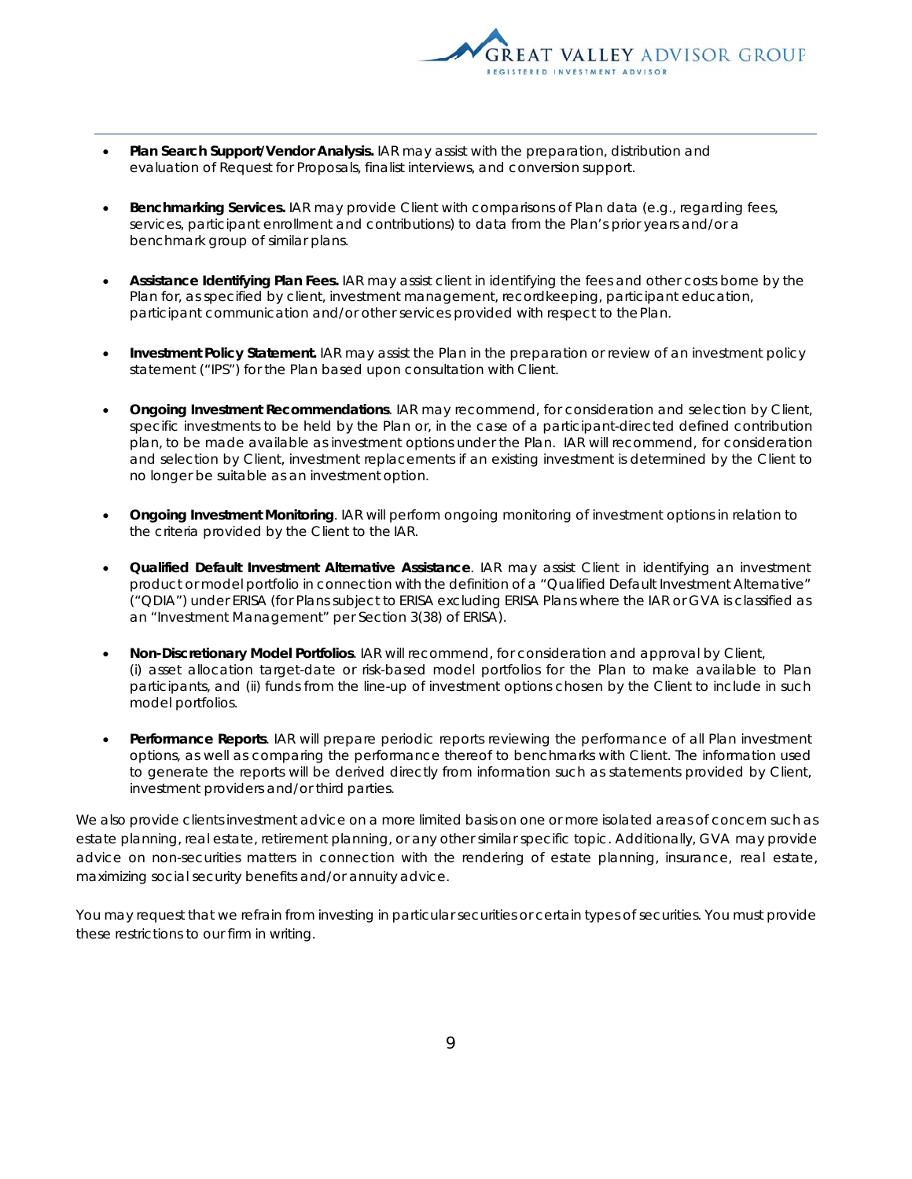- **Plan Search Support/Vendor Analysis.** IAR may assist with the preparation, distribution and evaluation of Request for Proposals, finalist interviews, and conversion support.

- **Benchmarking Services.** IAR may provide Client with comparisons of Plan data (e.g., regarding fees, services, participant enrollment and contributions) to data from the Plan's prior years and/or a benchmark group of similar plans.

- **Assistance Identifying Plan Fees.** IAR may assist client in identifying the fees and other costs borne by the Plan for, as specified by client, investment management, recordkeeping, participant education, participant communication and/or other services provided with respect to the Plan.

- **Investment Policy Statement.** IAR may assist the Plan in the preparation or review of an investment policy statement ("IPS") for the Plan based upon consultation with Client.

- **Ongoing Investment Recommendations**. IAR may recommend, for consideration and selection by Client, specific investments to be held by the Plan or, in the case of a participant-directed defined contribution plan, to be made available as investment options under the Plan. IAR will recommend, for consideration and selection by Client, investment replacements if an existing investment is determined by the Client to no longer be suitable as an investment option.

- **Ongoing Investment Monitoring**. IAR will perform ongoing monitoring of investment options in relation to the criteria provided by the Client to the IAR.

- **Qualified Default Investment Alternative Assistance**. IAR may assist Client in identifying an investment product or model portfolio in connection with the definition of a "Qualified Default Investment Alternative" ("QDIA") under ERISA (for Plans subject to ERISA excluding ERISA Plans where the IAR or GVA is classified as an "Investment Management" per Section 3(38) of ERISA).

- **Non-Discretionary Model Portfolios**. IAR will recommend, for consideration and approval by Client, (i) asset allocation target-date or risk-based model portfolios for the Plan to make available to Plan participants, and (ii) funds from the line-up of investment options chosen by the Client to include in such model portfolios.

- **Performance Reports**. IAR will prepare periodic reports reviewing the performance of all Plan investment options, as well as comparing the performance thereof to benchmarks with Client. The information used to generate the reports will be derived directly from information such as statements provided by Client, investment providers and/or third parties.

We also provide clients investment advice on a more limited basis on one or more isolated areas of concern such as estate planning, real estate, retirement planning, or any other similar specific topic. Additionally, GVA may provide advice on non-securities matters in connection with the rendering of estate planning, insurance, real estate, maximizing social security benefits and/or annuity advice.

You may request that we refrain from investing in particular securities or certain types of securities. You must provide these restrictions to our firm in writing.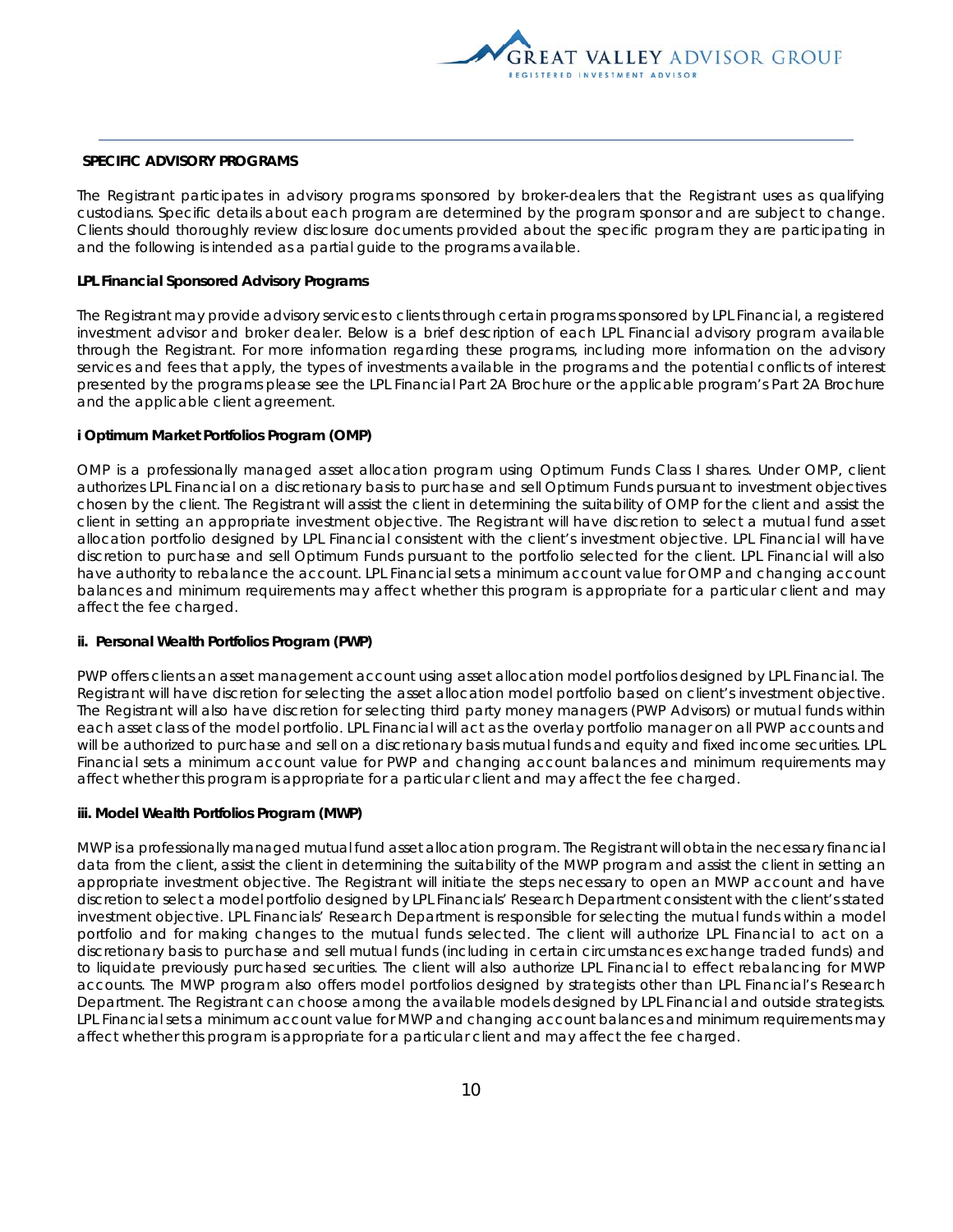**SPECIFIC ADVISORY PROGRAMS**

The Registrant participates in advisory programs sponsored by broker-dealers that the Registrant uses as qualifying custodians. Specific details about each program are determined by the program sponsor and are subject to change. Clients should thoroughly review disclosure documents provided about the specific program they are participating in and the following is intended as a partial guide to the programs available.

**LPL Financial Sponsored Advisory Programs**

The Registrant may provide advisory services to clients through certain programs sponsored by LPL Financial, a registered investment advisor and broker dealer. Below is a brief description of each LPL Financial advisory program available through the Registrant. For more information regarding these programs, including more information on the advisory services and fees that apply, the types of investments available in the programs and the potential conflicts of interest presented by the programs please see the LPL Financial Part 2A Brochure or the applicable program's Part 2A Brochure and the applicable client agreement.

**i Optimum Market Portfolios Program (OMP)**

OMP is a professionally managed asset allocation program using Optimum Funds Class I shares. Under OMP, client authorizes LPL Financial on a discretionary basis to purchase and sell Optimum Funds pursuant to investment objectives chosen by the client. The Registrant will assist the client in determining the suitability of OMP for the client and assist the client in setting an appropriate investment objective. The Registrant will have discretion to select a mutual fund asset allocation portfolio designed by LPL Financial consistent with the client's investment objective. LPL Financial will have discretion to purchase and sell Optimum Funds pursuant to the portfolio selected for the client. LPL Financial will also have authority to rebalance the account. LPL Financial sets a minimum account value for OMP and changing account balances and minimum requirements may affect whether this program is appropriate for a particular client and may affect the fee charged.

**ii. Personal Wealth Portfolios Program (PWP)**

PWP offers clients an asset management account using asset allocation model portfolios designed by LPL Financial. The Registrant will have discretion for selecting the asset allocation model portfolio based on client's investment objective. The Registrant will also have discretion for selecting third party money managers (PWP Advisors) or mutual funds within each asset class of the model portfolio. LPL Financial will act as the overlay portfolio manager on all PWP accounts and will be authorized to purchase and sell on a discretionary basis mutual funds and equity and fixed income securities. LPL Financial sets a minimum account value for PWP and changing account balances and minimum requirements may affect whether this program is appropriate for a particular client and may affect the fee charged.

**iii. Model Wealth Portfolios Program (MWP)**

MWP is a professionally managed mutual fund asset allocation program. The Registrant will obtain the necessary financial data from the client, assist the client in determining the suitability of the MWP program and assist the client in setting an appropriate investment objective. The Registrant will initiate the steps necessary to open an MWP account and have discretion to select a model portfolio designed by LPL Financials' Research Department consistent with the client's stated investment objective. LPL Financials' Research Department is responsible for selecting the mutual funds within a model portfolio and for making changes to the mutual funds selected. The client will authorize LPL Financial to act on a discretionary basis to purchase and sell mutual funds (including in certain circumstances exchange traded funds) and to liquidate previously purchased securities. The client will also authorize LPL Financial to effect rebalancing for MWP accounts. The MWP program also offers model portfolios designed by strategists other than LPL Financial's Research Department. The Registrant can choose among the available models designed by LPL Financial and outside strategists. LPL Financial sets a minimum account value for MWP and changing account balances and minimum requirements may affect whether this program is appropriate for a particular client and may affect the fee charged.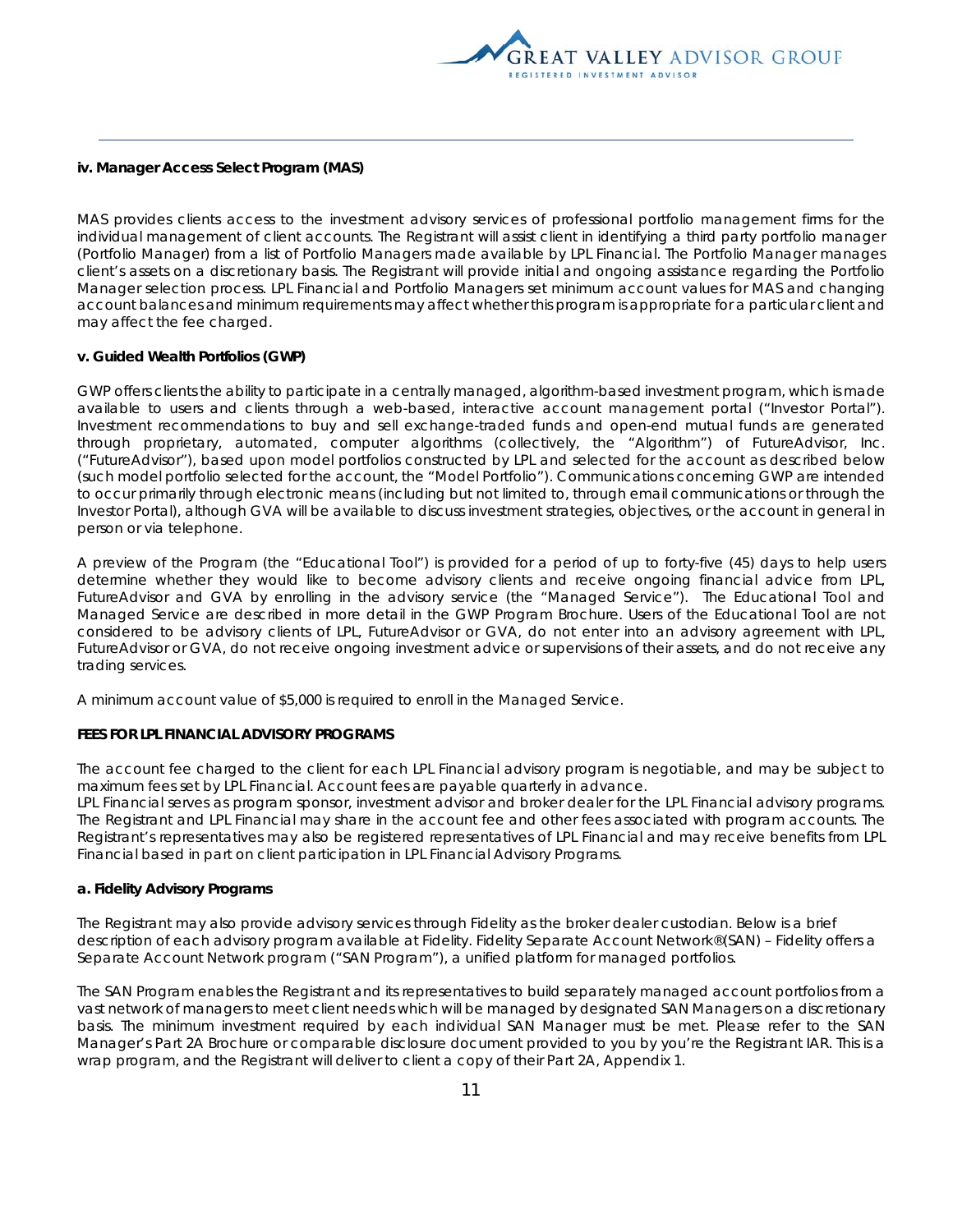**iv. Manager Access Select Program (MAS)**

MAS provides clients access to the investment advisory services of professional portfolio management firms for the individual management of client accounts. The Registrant will assist client in identifying a third party portfolio manager (Portfolio Manager) from a list of Portfolio Managers made available by LPL Financial. The Portfolio Manager manages client's assets on a discretionary basis. The Registrant will provide initial and ongoing assistance regarding the Portfolio Manager selection process. LPL Financial and Portfolio Managers set minimum account values for MAS and changing account balances and minimum requirements may affect whether this program is appropriate for a particular client and may affect the fee charged.

**v. Guided Wealth Portfolios (GWP)**

GWP offers clients the ability to participate in a centrally managed, algorithm-based investment program, which is made available to users and clients through a web-based, interactive account management portal ("Investor Portal"). Investment recommendations to buy and sell exchange-traded funds and open-end mutual funds are generated through proprietary, automated, computer algorithms (collectively, the "Algorithm") of FutureAdvisor, Inc. ("FutureAdvisor"), based upon model portfolios constructed by LPL and selected for the account as described below (such model portfolio selected for the account, the "Model Portfolio"). Communications concerning GWP are intended to occur primarily through electronic means (including but not limited to, through email communications or through the Investor Portal), although GVA will be available to discuss investment strategies, objectives, or the account in general in person or via telephone.

A preview of the Program (the "Educational Tool") is provided for a period of up to forty-five (45) days to help users determine whether they would like to become advisory clients and receive ongoing financial advice from LPL, FutureAdvisor and GVA by enrolling in the advisory service (the "Managed Service"). The Educational Tool and Managed Service are described in more detail in the GWP Program Brochure. Users of the Educational Tool are not considered to be advisory clients of LPL, FutureAdvisor or GVA, do not enter into an advisory agreement with LPL, FutureAdvisor or GVA, do not receive ongoing investment advice or supervisions of their assets, and do not receive any trading services.

A minimum account value of $5,000 is required to enroll in the Managed Service.

**FEES FOR LPL FINANCIAL ADVISORY PROGRAMS**

The account fee charged to the client for each LPL Financial advisory program is negotiable, and may be subject to maximum fees set by LPL Financial. Account fees are payable quarterly in advance.
LPL Financial serves as program sponsor, investment advisor and broker dealer for the LPL Financial advisory programs. The Registrant and LPL Financial may share in the account fee and other fees associated with program accounts. The Registrant's representatives may also be registered representatives of LPL Financial and may receive benefits from LPL Financial based in part on client participation in LPL Financial Advisory Programs.

**a. Fidelity Advisory Programs**

The Registrant may also provide advisory services through Fidelity as the broker dealer custodian. Below is a brief description of each advisory program available at Fidelity. Fidelity Separate Account Network®(SAN) – Fidelity offers a Separate Account Network program ("SAN Program"), a unified platform for managed portfolios.

The SAN Program enables the Registrant and its representatives to build separately managed account portfolios from a vast network of managers to meet client needs which will be managed by designated SAN Managers on a discretionary basis. The minimum investment required by each individual SAN Manager must be met. Please refer to the SAN Manager's Part 2A Brochure or comparable disclosure document provided to you by you're the Registrant IAR. This is a wrap program, and the Registrant will deliver to client a copy of their Part 2A, Appendix 1.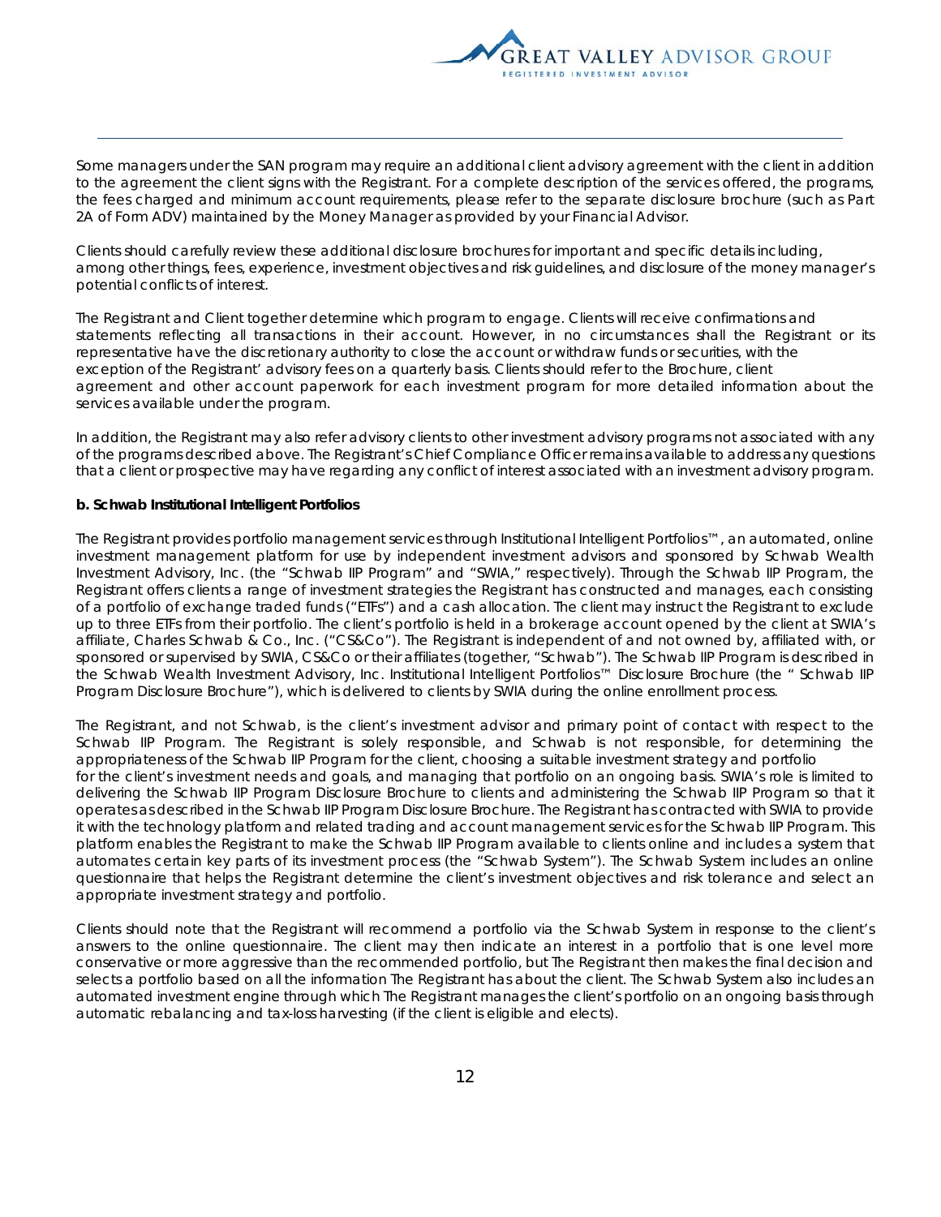Some managers under the SAN program may require an additional client advisory agreement with the client in addition to the agreement the client signs with the Registrant. For a complete description of the services offered, the programs, the fees charged and minimum account requirements, please refer to the separate disclosure brochure (such as Part 2A of Form ADV) maintained by the Money Manager as provided by your Financial Advisor.

Clients should carefully review these additional disclosure brochures for important and specific details including, among other things, fees, experience, investment objectives and risk guidelines, and disclosure of the money manager's potential conflicts of interest.

The Registrant and Client together determine which program to engage. Clients will receive confirmations and statements reflecting all transactions in their account. However, in no circumstances shall the Registrant or its representative have the discretionary authority to close the account or withdraw funds or securities, with the exception of the Registrant' advisory fees on a quarterly basis. Clients should refer to the Brochure, client agreement and other account paperwork for each investment program for more detailed information about the services available under the program.

In addition, the Registrant may also refer advisory clients to other investment advisory programs not associated with any of the programs described above. The Registrant's Chief Compliance Officer remains available to address any questions that a client or prospective may have regarding any conflict of interest associated with an investment advisory program.

**b. Schwab Institutional Intelligent Portfolios**

The Registrant provides portfolio management services through Institutional Intelligent Portfolios™, an automated, online investment management platform for use by independent investment advisors and sponsored by Schwab Wealth Investment Advisory, Inc. (the "Schwab IIP Program" and "SWIA," respectively). Through the Schwab IIP Program, the Registrant offers clients a range of investment strategies the Registrant has constructed and manages, each consisting of a portfolio of exchange traded funds ("ETFs") and a cash allocation. The client may instruct the Registrant to exclude up to three ETFs from their portfolio. The client's portfolio is held in a brokerage account opened by the client at SWIA's affiliate, Charles Schwab & Co., Inc. ("CS&Co"). The Registrant is independent of and not owned by, affiliated with, or sponsored or supervised by SWIA, CS&Co or their affiliates (together, "Schwab"). The Schwab IIP Program is described in the Schwab Wealth Investment Advisory, Inc. Institutional Intelligent Portfolios™ Disclosure Brochure (the " Schwab IIP Program Disclosure Brochure"), which is delivered to clients by SWIA during the online enrollment process.

The Registrant, and not Schwab, is the client's investment advisor and primary point of contact with respect to the Schwab IIP Program. The Registrant is solely responsible, and Schwab is not responsible, for determining the appropriateness of the Schwab IIP Program for the client, choosing a suitable investment strategy and portfolio for the client's investment needs and goals, and managing that portfolio on an ongoing basis. SWIA's role is limited to delivering the Schwab IIP Program Disclosure Brochure to clients and administering the Schwab IIP Program so that it operates as described in the Schwab IIP Program Disclosure Brochure. The Registrant has contracted with SWIA to provide it with the technology platform and related trading and account management services for the Schwab IIP Program. This platform enables the Registrant to make the Schwab IIP Program available to clients online and includes a system that automates certain key parts of its investment process (the "Schwab System"). The Schwab System includes an online questionnaire that helps the Registrant determine the client's investment objectives and risk tolerance and select an appropriate investment strategy and portfolio.

Clients should note that the Registrant will recommend a portfolio via the Schwab System in response to the client's answers to the online questionnaire. The client may then indicate an interest in a portfolio that is one level more conservative or more aggressive than the recommended portfolio, but The Registrant then makes the final decision and selects a portfolio based on all the information The Registrant has about the client. The Schwab System also includes an automated investment engine through which The Registrant manages the client's portfolio on an ongoing basis through automatic rebalancing and tax-loss harvesting (if the client is eligible and elects).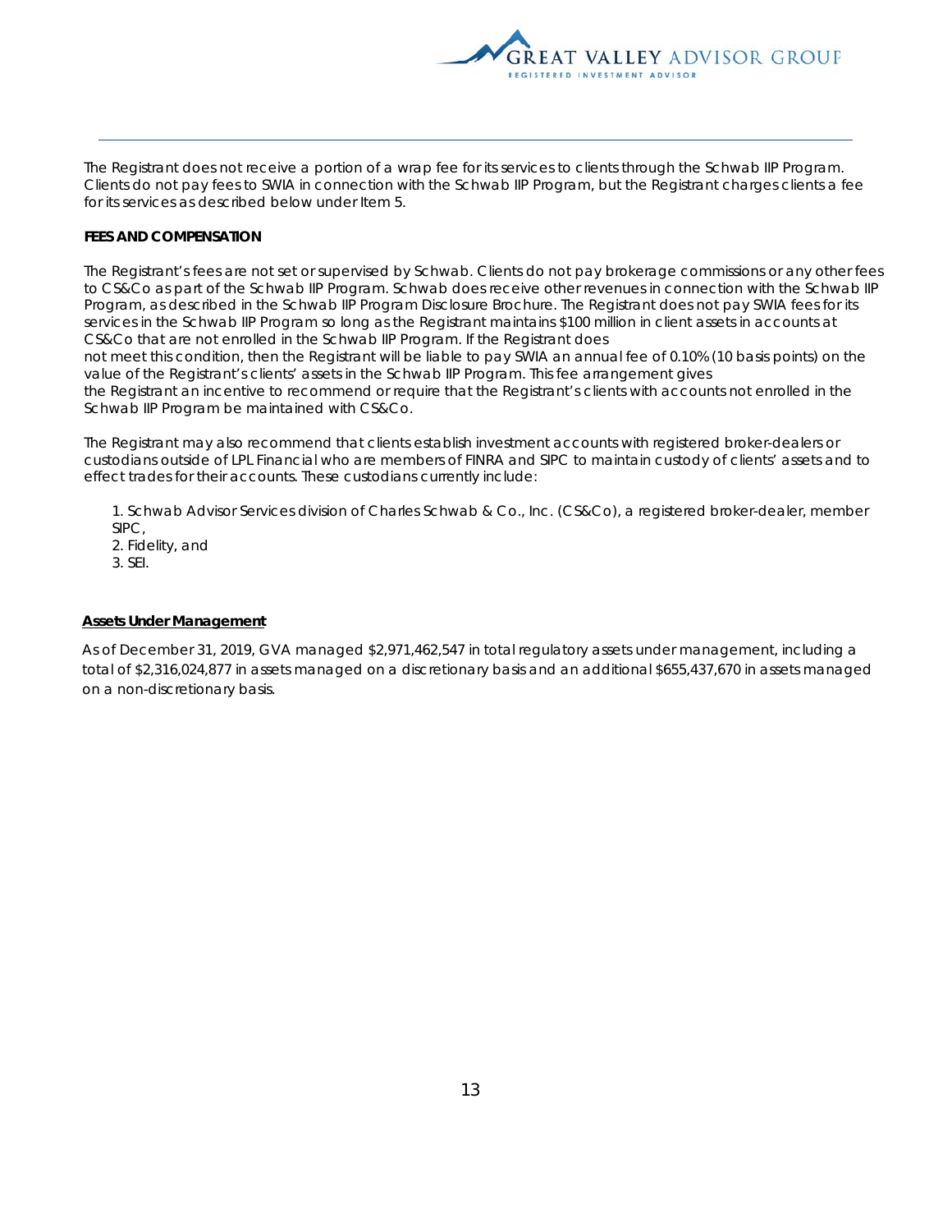The Registrant does not receive a portion of a wrap fee for its services to clients through the Schwab IIP Program. Clients do not pay fees to SWIA in connection with the Schwab IIP Program, but the Registrant charges clients a fee for its services as described below under Item 5.

**FEES AND COMPENSATION**

The Registrant's fees are not set or supervised by Schwab. Clients do not pay brokerage commissions or any other fees to CS&Co as part of the Schwab IIP Program. Schwab does receive other revenues in connection with the Schwab IIP Program, as described in the Schwab IIP Program Disclosure Brochure. The Registrant does not pay SWIA fees for its services in the Schwab IIP Program so long as the Registrant maintains $100 million in client assets in accounts at CS&Co that are not enrolled in the Schwab IIP Program. If the Registrant does not meet this condition, then the Registrant will be liable to pay SWIA an annual fee of 0.10% (10 basis points) on the value of the Registrant's clients' assets in the Schwab IIP Program. This fee arrangement gives the Registrant an incentive to recommend or require that the Registrant's clients with accounts not enrolled in the Schwab IIP Program be maintained with CS&Co.

The Registrant may also recommend that clients establish investment accounts with registered broker-dealers or custodians outside of LPL Financial who are members of FINRA and SIPC to maintain custody of clients' assets and to effect trades for their accounts. These custodians currently include:

1. Schwab Advisor Services division of Charles Schwab & Co., Inc. (CS&Co), a registered broker-dealer, member SIPC,
2. Fidelity, and
3. SEI.

**Assets Under Management**

As of December 31, 2019, GVA managed $2,971,462,547 in total regulatory assets under management, including a total of $2,316,024,877 in assets managed on a discretionary basis and an additional $655,437,670 in assets managed on a non-discretionary basis.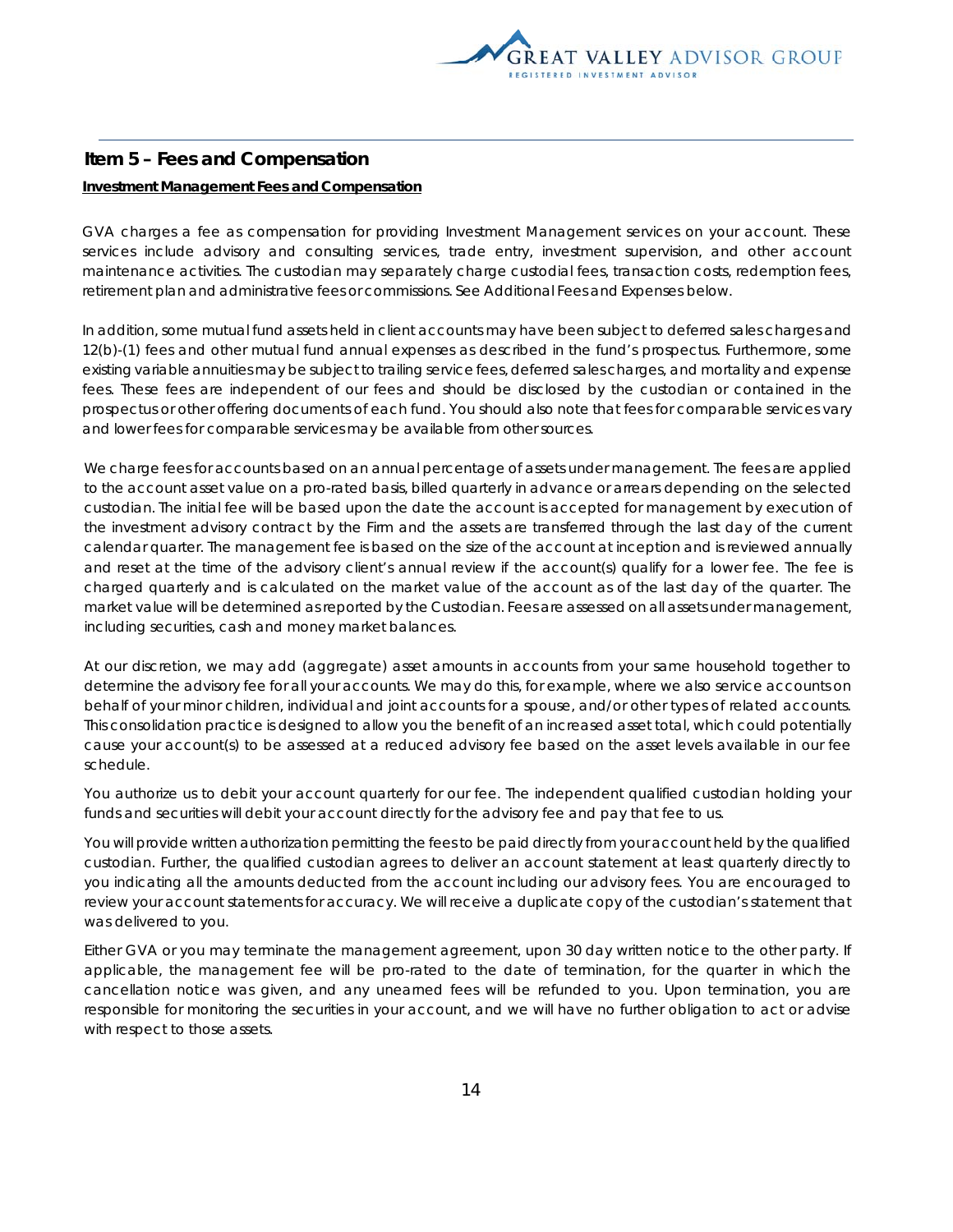## Item 5 – Fees and Compensation

**Investment Management Fees and Compensation**

GVA charges a fee as compensation for providing Investment Management services on your account. These services include advisory and consulting services, trade entry, investment supervision, and other account maintenance activities. The custodian may separately charge custodial fees, transaction costs, redemption fees, retirement plan and administrative fees or commissions. See Additional Fees and Expenses below.

In addition, some mutual fund assets held in client accounts may have been subject to deferred sales charges and 12(b)-(1) fees and other mutual fund annual expenses as described in the fund's prospectus. Furthermore, some existing variable annuities may be subject to trailing service fees, deferred sales charges, and mortality and expense fees. These fees are independent of our fees and should be disclosed by the custodian or contained in the prospectus or other offering documents of each fund. You should also note that fees for comparable services vary and lower fees for comparable services may be available from other sources.

We charge fees for accounts based on an annual percentage of assets under management. The fees are applied to the account asset value on a pro-rated basis, billed quarterly in advance or arrears depending on the selected custodian. The initial fee will be based upon the date the account is accepted for management by execution of the investment advisory contract by the Firm and the assets are transferred through the last day of the current calendar quarter. The management fee is based on the size of the account at inception and is reviewed annually and reset at the time of the advisory client's annual review if the account(s) qualify for a lower fee. The fee is charged quarterly and is calculated on the market value of the account as of the last day of the quarter. The market value will be determined as reported by the Custodian. Fees are assessed on all assets under management, including securities, cash and money market balances.

At our discretion, we may add (aggregate) asset amounts in accounts from your same household together to determine the advisory fee for all your accounts. We may do this, for example, where we also service accounts on behalf of your minor children, individual and joint accounts for a spouse, and/or other types of related accounts. This consolidation practice is designed to allow you the benefit of an increased asset total, which could potentially cause your account(s) to be assessed at a reduced advisory fee based on the asset levels available in our fee schedule.

You authorize us to debit your account quarterly for our fee. The independent qualified custodian holding your funds and securities will debit your account directly for the advisory fee and pay that fee to us.

You will provide written authorization permitting the fees to be paid directly from your account held by the qualified custodian. Further, the qualified custodian agrees to deliver an account statement at least quarterly directly to you indicating all the amounts deducted from the account including our advisory fees. You are encouraged to review your account statements for accuracy. We will receive a duplicate copy of the custodian's statement that was delivered to you.

Either GVA or you may terminate the management agreement, upon 30 day written notice to the other party. If applicable, the management fee will be pro-rated to the date of termination, for the quarter in which the cancellation notice was given, and any unearned fees will be refunded to you. Upon termination, you are responsible for monitoring the securities in your account, and we will have no further obligation to act or advise with respect to those assets.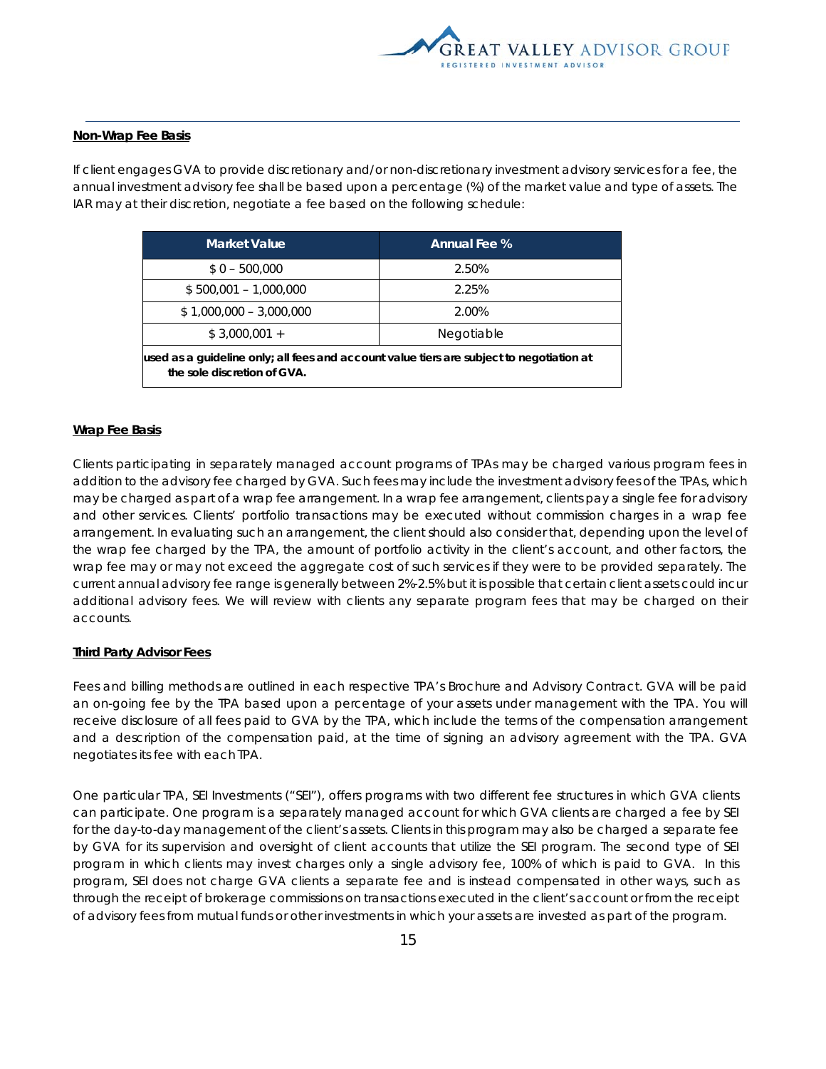**Non-Wrap Fee Basis**

If client engages GVA to provide discretionary and/or non-discretionary investment advisory services for a fee, the annual investment advisory fee shall be based upon a percentage (%) of the market value and type of assets. The IAR may at their discretion, negotiate a fee based on the following schedule:

| Market Value | Annual Fee % |
| --- | --- |
| $ 0 – 500,000 | 2.50% |
| $ 500,001 – 1,000,000 | 2.25% |
| $ 1,000,000 – 3,000,000 | 2.00% |
| $ 3,000,001 + | Negotiable |
| **used as a guideline only; all fees and account value tiers are subject to negotiation at the sole discretion of GVA.** | |

**Wrap Fee Basis**

Clients participating in separately managed account programs of TPAs may be charged various program fees in addition to the advisory fee charged by GVA. Such fees may include the investment advisory fees of the TPAs, which may be charged as part of a wrap fee arrangement. In a wrap fee arrangement, clients pay a single fee for advisory and other services. Clients' portfolio transactions may be executed without commission charges in a wrap fee arrangement. In evaluating such an arrangement, the client should also consider that, depending upon the level of the wrap fee charged by the TPA, the amount of portfolio activity in the client's account, and other factors, the wrap fee may or may not exceed the aggregate cost of such services if they were to be provided separately. The current annual advisory fee range is generally between 2%-2.5% but it is possible that certain client assets could incur additional advisory fees. We will review with clients any separate program fees that may be charged on their accounts.

**Third Party Advisor Fees**

Fees and billing methods are outlined in each respective TPA's Brochure and Advisory Contract. GVA will be paid an on-going fee by the TPA based upon a percentage of your assets under management with the TPA. You will receive disclosure of all fees paid to GVA by the TPA, which include the terms of the compensation arrangement and a description of the compensation paid, at the time of signing an advisory agreement with the TPA. GVA negotiates its fee with each TPA.

One particular TPA, SEI Investments ("SEI"), offers programs with two different fee structures in which GVA clients can participate. One program is a separately managed account for which GVA clients are charged a fee by SEI for the day-to-day management of the client's assets. Clients in this program may also be charged a separate fee by GVA for its supervision and oversight of client accounts that utilize the SEI program. The second type of SEI program in which clients may invest charges only a single advisory fee, 100% of which is paid to GVA. In this program, SEI does not charge GVA clients a separate fee and is instead compensated in other ways, such as through the receipt of brokerage commissions on transactions executed in the client's account or from the receipt of advisory fees from mutual funds or other investments in which your assets are invested as part of the program.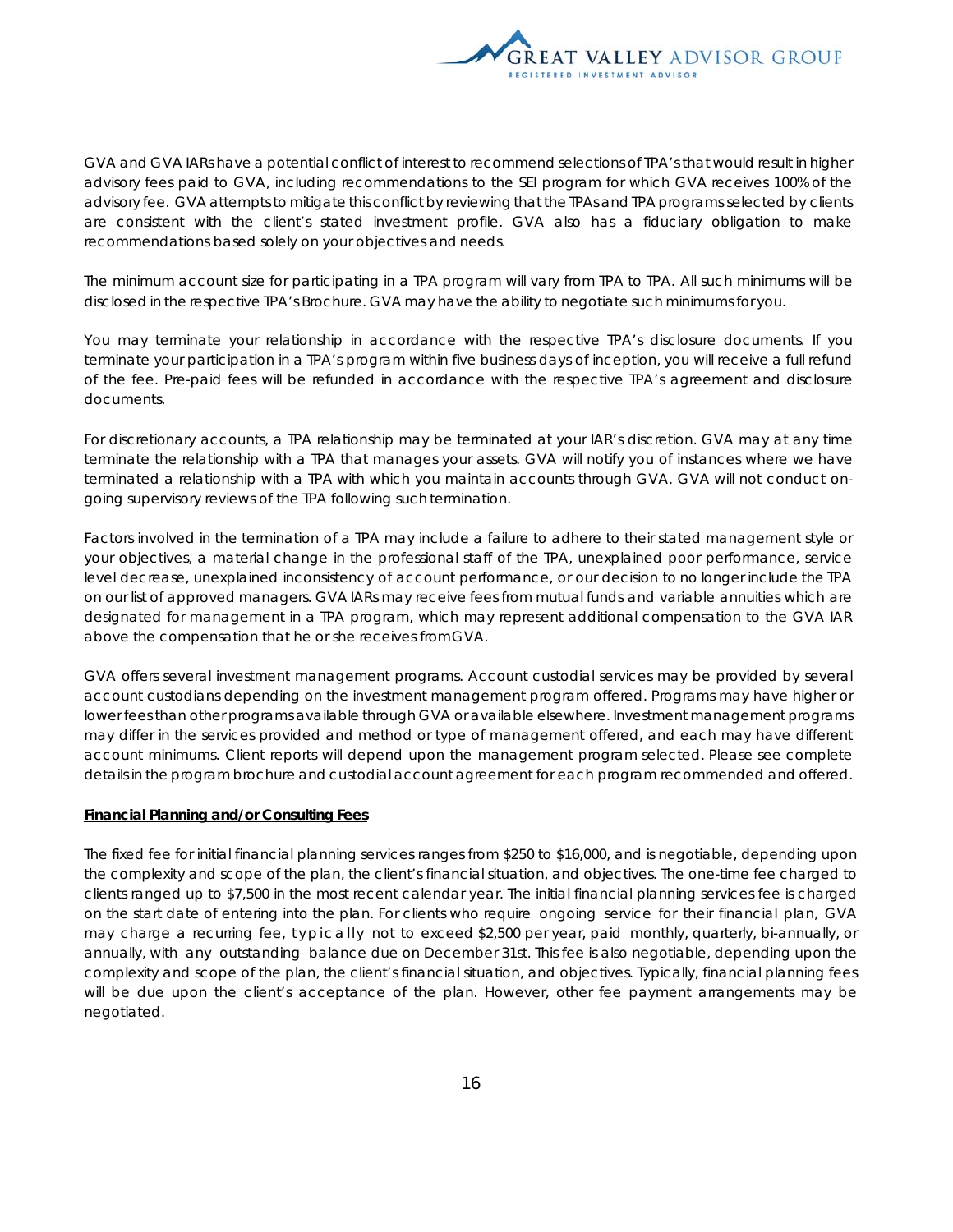GVA and GVA IARs have a potential conflict of interest to recommend selections of TPA's that would result in higher advisory fees paid to GVA, including recommendations to the SEI program for which GVA receives 100% of the advisory fee. GVA attempts to mitigate this conflict by reviewing that the TPAs and TPA programs selected by clients are consistent with the client's stated investment profile. GVA also has a fiduciary obligation to make recommendations based solely on your objectives and needs.

The minimum account size for participating in a TPA program will vary from TPA to TPA. All such minimums will be disclosed in the respective TPA's Brochure. GVA may have the ability to negotiate such minimums for you.

You may terminate your relationship in accordance with the respective TPA's disclosure documents. If you terminate your participation in a TPA's program within five business days of inception, you will receive a full refund of the fee. Pre-paid fees will be refunded in accordance with the respective TPA's agreement and disclosure documents.

For discretionary accounts, a TPA relationship may be terminated at your IAR's discretion. GVA may at any time terminate the relationship with a TPA that manages your assets. GVA will notify you of instances where we have terminated a relationship with a TPA with which you maintain accounts through GVA. GVA will not conduct on-going supervisory reviews of the TPA following such termination.

Factors involved in the termination of a TPA may include a failure to adhere to their stated management style or your objectives, a material change in the professional staff of the TPA, unexplained poor performance, service level decrease, unexplained inconsistency of account performance, or our decision to no longer include the TPA on our list of approved managers. GVA IARs may receive fees from mutual funds and variable annuities which are designated for management in a TPA program, which may represent additional compensation to the GVA IAR above the compensation that he or she receives from GVA.

GVA offers several investment management programs. Account custodial services may be provided by several account custodians depending on the investment management program offered. Programs may have higher or lower fees than other programs available through GVA or available elsewhere. Investment management programs may differ in the services provided and method or type of management offered, and each may have different account minimums. Client reports will depend upon the management program selected. Please see complete details in the program brochure and custodial account agreement for each program recommended and offered.

**Financial Planning and/or Consulting Fees**

The fixed fee for initial financial planning services ranges from $250 to $16,000, and is negotiable, depending upon the complexity and scope of the plan, the client's financial situation, and objectives. The one-time fee charged to clients ranged up to $7,500 in the most recent calendar year. The initial financial planning services fee is charged on the start date of entering into the plan. For clients who require ongoing service for their financial plan, GVA may charge a recurring fee, typically not to exceed $2,500 per year, paid monthly, quarterly, bi-annually, or annually, with any outstanding balance due on December 31st. This fee is also negotiable, depending upon the complexity and scope of the plan, the client's financial situation, and objectives. Typically, financial planning fees will be due upon the client's acceptance of the plan. However, other fee payment arrangements may be negotiated.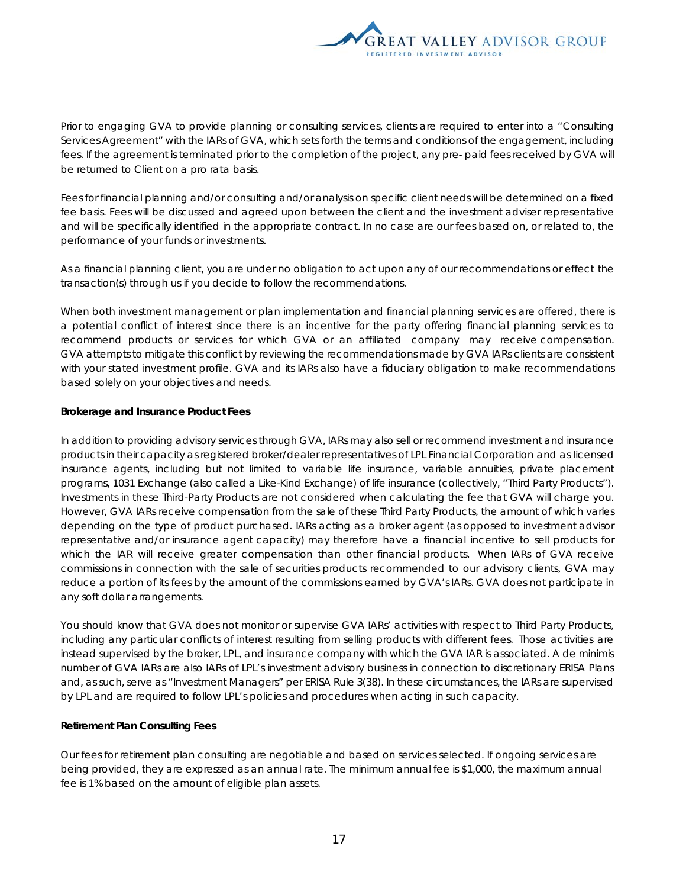Prior to engaging GVA to provide planning or consulting services, clients are required to enter into a "Consulting Services Agreement" with the IARs of GVA, which sets forth the terms and conditions of the engagement, including fees. If the agreement is terminated prior to the completion of the project, any pre- paid fees received by GVA will be returned to Client on a pro rata basis.

Fees for financial planning and/or consulting and/or analysis on specific client needs will be determined on a fixed fee basis. Fees will be discussed and agreed upon between the client and the investment adviser representative and will be specifically identified in the appropriate contract. In no case are our fees based on, or related to, the performance of your funds or investments.

As a financial planning client, you are under no obligation to act upon any of our recommendations or effect the transaction(s) through us if you decide to follow the recommendations.

When both investment management or plan implementation and financial planning services are offered, there is a potential conflict of interest since there is an incentive for the party offering financial planning services to recommend products or services for which GVA or an affiliated company may receive compensation. GVA attempts to mitigate this conflict by reviewing the recommendations made by GVA IARs clients are consistent with your stated investment profile. GVA and its IARs also have a fiduciary obligation to make recommendations based solely on your objectives and needs.

**Brokerage and Insurance Product Fees**

In addition to providing advisory services through GVA, IARs may also sell or recommend investment and insurance products in their capacity as registered broker/dealer representatives of LPL Financial Corporation and as licensed insurance agents, including but not limited to variable life insurance, variable annuities, private placement programs, 1031 Exchange (also called a Like-Kind Exchange) of life insurance (collectively, "Third Party Products"). Investments in these Third-Party Products are not considered when calculating the fee that GVA will charge you. However, GVA IARs receive compensation from the sale of these Third Party Products, the amount of which varies depending on the type of product purchased. IARs acting as a broker agent (as opposed to investment advisor representative and/or insurance agent capacity) may therefore have a financial incentive to sell products for which the IAR will receive greater compensation than other financial products. When IARs of GVA receive commissions in connection with the sale of securities products recommended to our advisory clients, GVA may reduce a portion of its fees by the amount of the commissions earned by GVA's IARs. GVA does not participate in any soft dollar arrangements.

You should know that GVA does not monitor or supervise GVA IARs' activities with respect to Third Party Products, including any particular conflicts of interest resulting from selling products with different fees. Those activities are instead supervised by the broker, LPL, and insurance company with which the GVA IAR is associated. A de minimis number of GVA IARs are also IARs of LPL's investment advisory business in connection to discretionary ERISA Plans and, as such, serve as "Investment Managers" per ERISA Rule 3(38). In these circumstances, the IARs are supervised by LPL and are required to follow LPL's policies and procedures when acting in such capacity.

**Retirement Plan Consulting Fees**

Our fees for retirement plan consulting are negotiable and based on services selected. If ongoing services are being provided, they are expressed as an annual rate. The minimum annual fee is $1,000, the maximum annual fee is 1% based on the amount of eligible plan assets.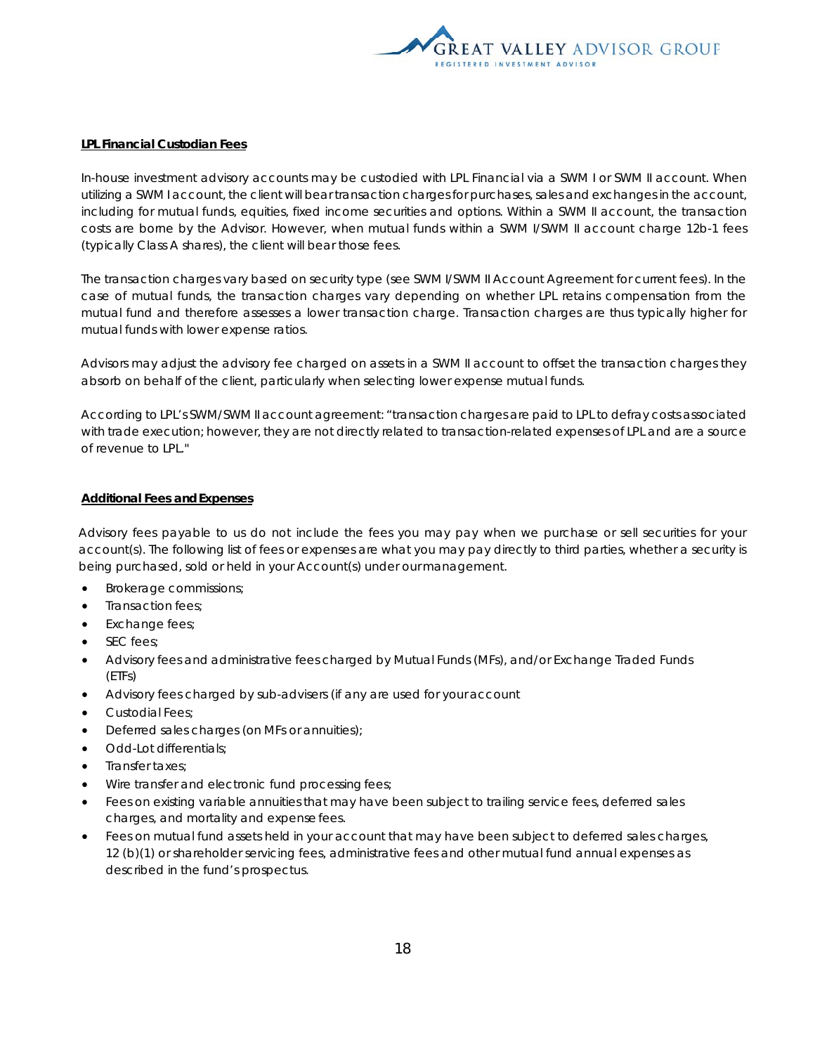**LPL Financial Custodian Fees**

In-house investment advisory accounts may be custodied with LPL Financial via a SWM I or SWM II account. When utilizing a SWM I account, the client will bear transaction charges for purchases, sales and exchanges in the account, including for mutual funds, equities, fixed income securities and options. Within a SWM II account, the transaction costs are borne by the Advisor. However, when mutual funds within a SWM I/SWM II account charge 12b-1 fees (typically Class A shares), the client will bear those fees.

The transaction charges vary based on security type (see SWM I/SWM II Account Agreement for current fees). In the case of mutual funds, the transaction charges vary depending on whether LPL retains compensation from the mutual fund and therefore assesses a lower transaction charge. Transaction charges are thus typically higher for mutual funds with lower expense ratios.

Advisors may adjust the advisory fee charged on assets in a SWM II account to offset the transaction charges they absorb on behalf of the client, particularly when selecting lower expense mutual funds.

According to LPL's SWM/SWM II account agreement: "transaction charges are paid to LPL to defray costs associated with trade execution; however, they are not directly related to transaction-related expenses of LPL and are a source of revenue to LPL."

**Additional Fees and Expenses**

Advisory fees payable to us do not include the fees you may pay when we purchase or sell securities for your account(s). The following list of fees or expenses are what you may pay directly to third parties, whether a security is being purchased, sold or held in your Account(s) under our management.

- Brokerage commissions;
- Transaction fees;
- Exchange fees;
- SEC fees;
- Advisory fees and administrative fees charged by Mutual Funds (MFs), and/or Exchange Traded Funds (ETFs)
- Advisory fees charged by sub-advisers (if any are used for your account
- Custodial Fees;
- Deferred sales charges (on MFs or annuities);
- Odd-Lot differentials;
- Transfer taxes;
- Wire transfer and electronic fund processing fees;
- Fees on existing variable annuities that may have been subject to trailing service fees, deferred sales charges, and mortality and expense fees.
- Fees on mutual fund assets held in your account that may have been subject to deferred sales charges, 12 (b)(1) or shareholder servicing fees, administrative fees and other mutual fund annual expenses as described in the fund's prospectus.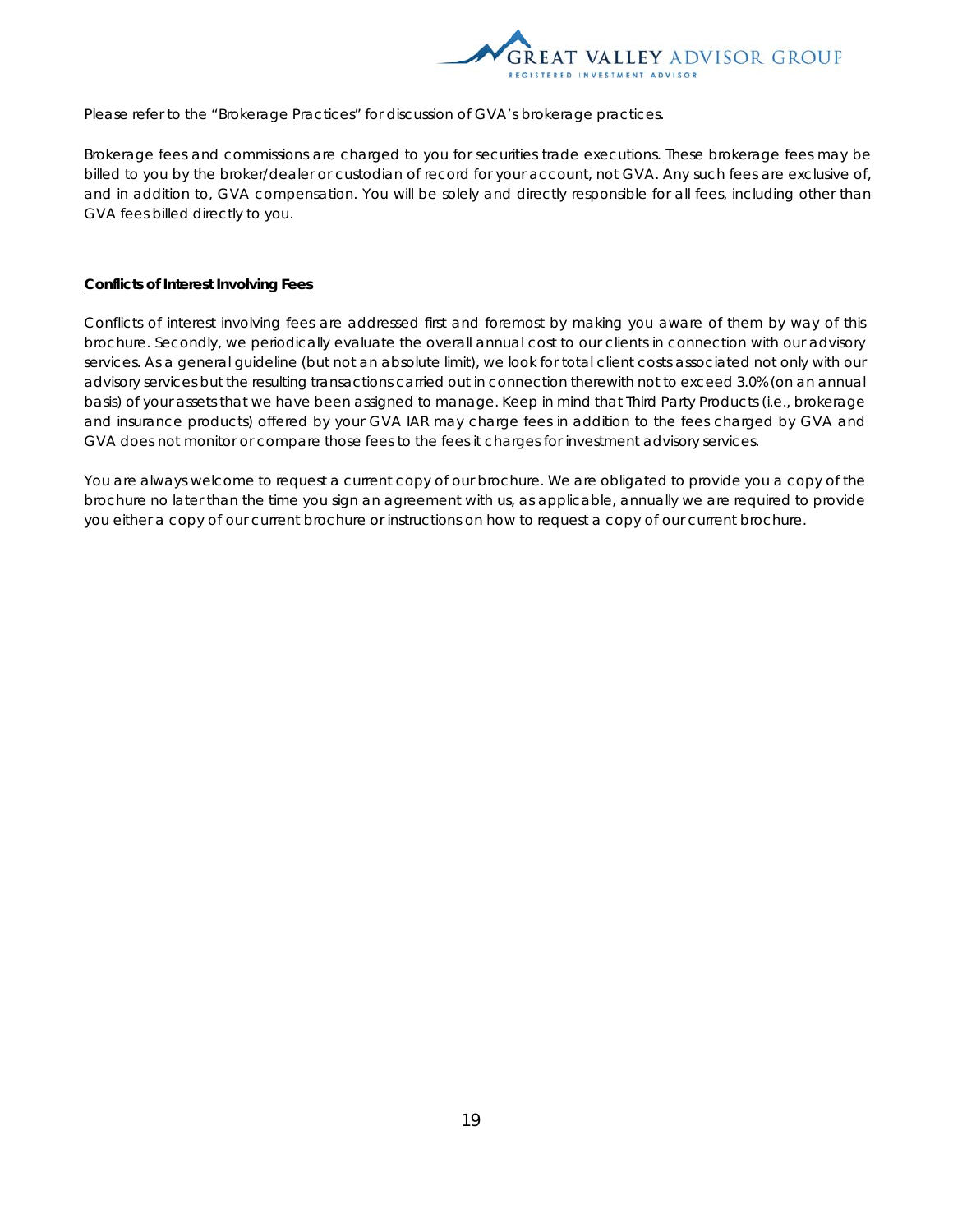Please refer to the "Brokerage Practices" for discussion of GVA's brokerage practices.

Brokerage fees and commissions are charged to you for securities trade executions. These brokerage fees may be billed to you by the broker/dealer or custodian of record for your account, not GVA. Any such fees are exclusive of, and in addition to, GVA compensation. You will be solely and directly responsible for all fees, including other than GVA fees billed directly to you.

**Conflicts of Interest Involving Fees**

Conflicts of interest involving fees are addressed first and foremost by making you aware of them by way of this brochure. Secondly, we periodically evaluate the overall annual cost to our clients in connection with our advisory services. As a general guideline (but not an absolute limit), we look for total client costs associated not only with our advisory services but the resulting transactions carried out in connection therewith not to exceed 3.0% (on an annual basis) of your assets that we have been assigned to manage. Keep in mind that Third Party Products (i.e., brokerage and insurance products) offered by your GVA IAR may charge fees in addition to the fees charged by GVA and GVA does not monitor or compare those fees to the fees it charges for investment advisory services.

You are always welcome to request a current copy of our brochure. We are obligated to provide you a copy of the brochure no later than the time you sign an agreement with us, as applicable, annually we are required to provide you either a copy of our current brochure or instructions on how to request a copy of our current brochure.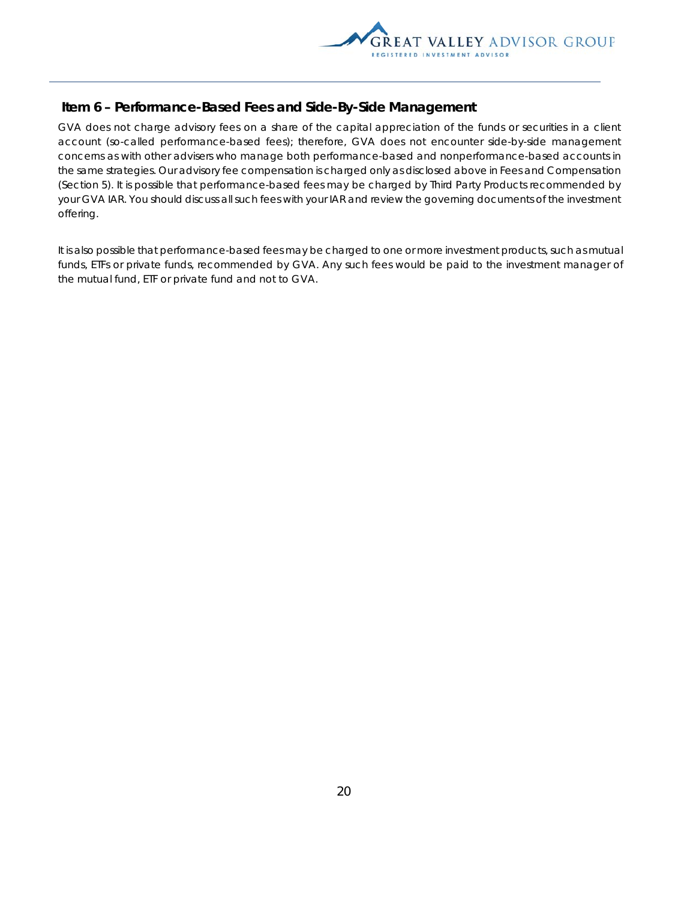## Item 6 – Performance-Based Fees and Side-By-Side Management

GVA does not charge advisory fees on a share of the capital appreciation of the funds or securities in a client account (so-called performance-based fees); therefore, GVA does not encounter side-by-side management concerns as with other advisers who manage both performance-based and nonperformance-based accounts in the same strategies. Our advisory fee compensation is charged only as disclosed above in Fees and Compensation (Section 5). It is possible that performance-based fees may be charged by Third Party Products recommended by your GVA IAR. You should discuss all such fees with your IAR and review the governing documents of the investment offering.

It is also possible that performance-based fees may be charged to one or more investment products, such as mutual funds, ETFs or private funds, recommended by GVA. Any such fees would be paid to the investment manager of the mutual fund, ETF or private fund and not to GVA.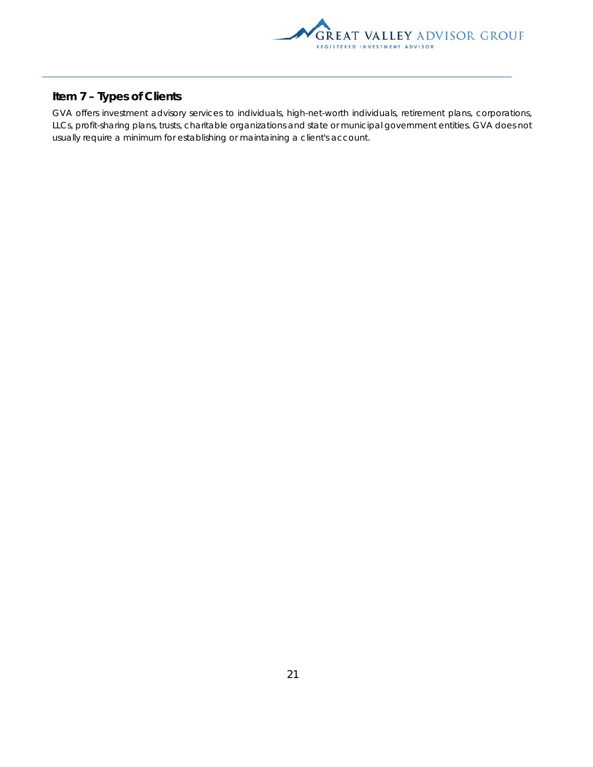## Item 7 – Types of Clients

GVA offers investment advisory services to individuals, high-net-worth individuals, retirement plans, corporations, LLCs, profit-sharing plans, trusts, charitable organizations and state or municipal government entities. GVA does not usually require a minimum for establishing or maintaining a client's account.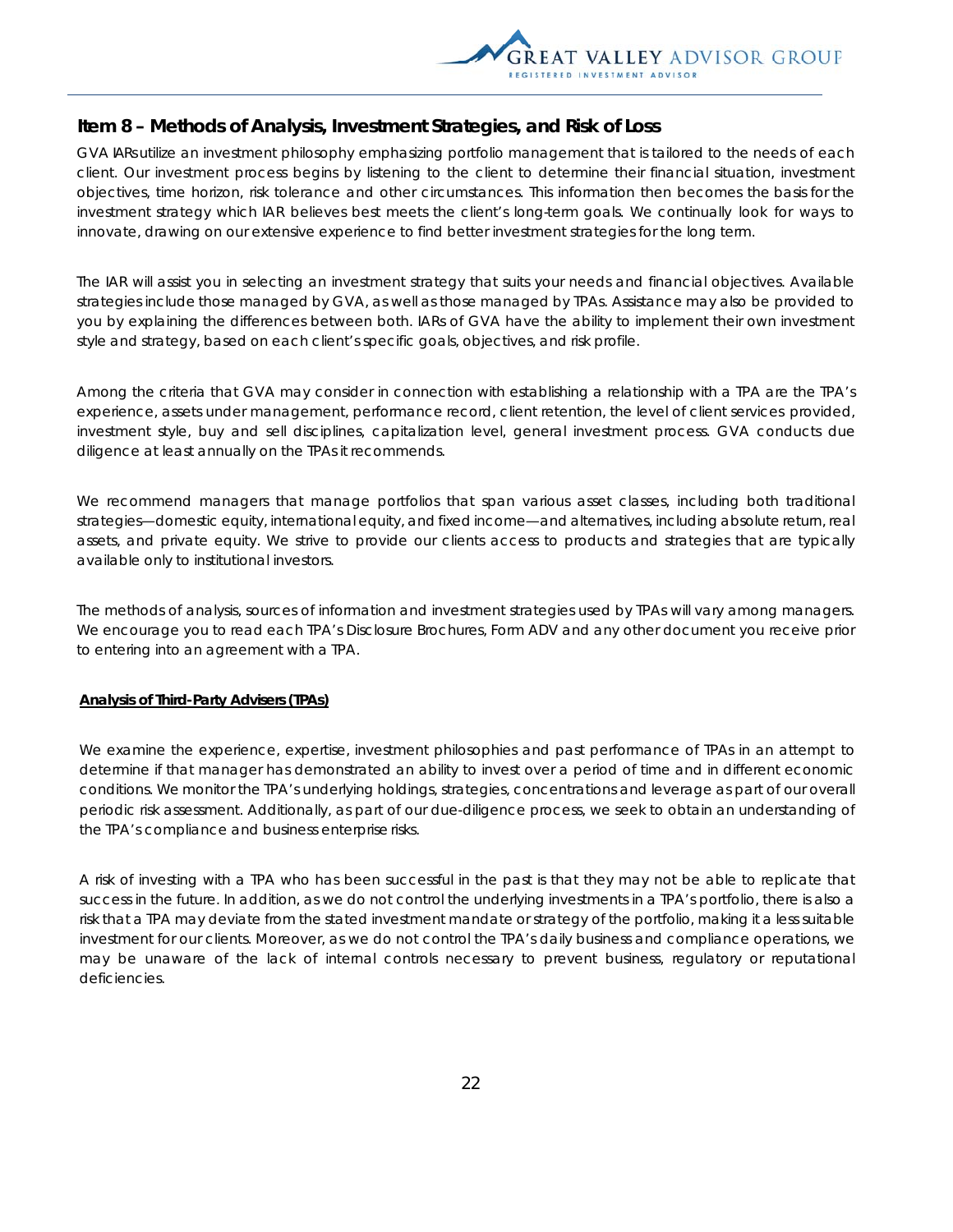## Item 8 – Methods of Analysis, Investment Strategies, and Risk of Loss

GVA IARs utilize an investment philosophy emphasizing portfolio management that is tailored to the needs of each client. Our investment process begins by listening to the client to determine their financial situation, investment objectives, time horizon, risk tolerance and other circumstances. This information then becomes the basis for the investment strategy which IAR believes best meets the client's long-term goals. We continually look for ways to innovate, drawing on our extensive experience to find better investment strategies for the long term.

The IAR will assist you in selecting an investment strategy that suits your needs and financial objectives. Available strategies include those managed by GVA, as well as those managed by TPAs. Assistance may also be provided to you by explaining the differences between both. IARs of GVA have the ability to implement their own investment style and strategy, based on each client's specific goals, objectives, and risk profile.

Among the criteria that GVA may consider in connection with establishing a relationship with a TPA are the TPA's experience, assets under management, performance record, client retention, the level of client services provided, investment style, buy and sell disciplines, capitalization level, general investment process. GVA conducts due diligence at least annually on the TPAs it recommends.

We recommend managers that manage portfolios that span various asset classes, including both traditional strategies—domestic equity, international equity, and fixed income—and alternatives, including absolute return, real assets, and private equity. We strive to provide our clients access to products and strategies that are typically available only to institutional investors.

The methods of analysis, sources of information and investment strategies used by TPAs will vary among managers. We encourage you to read each TPA's Disclosure Brochures, Form ADV and any other document you receive prior to entering into an agreement with a TPA.

**Analysis of Third-Party Advisers (TPAs)**

We examine the experience, expertise, investment philosophies and past performance of TPAs in an attempt to determine if that manager has demonstrated an ability to invest over a period of time and in different economic conditions. We monitor the TPA's underlying holdings, strategies, concentrations and leverage as part of our overall periodic risk assessment. Additionally, as part of our due-diligence process, we seek to obtain an understanding of the TPA's compliance and business enterprise risks.

A risk of investing with a TPA who has been successful in the past is that they may not be able to replicate that success in the future. In addition, as we do not control the underlying investments in a TPA's portfolio, there is also a risk that a TPA may deviate from the stated investment mandate or strategy of the portfolio, making it a less suitable investment for our clients. Moreover, as we do not control the TPA's daily business and compliance operations, we may be unaware of the lack of internal controls necessary to prevent business, regulatory or reputational deficiencies.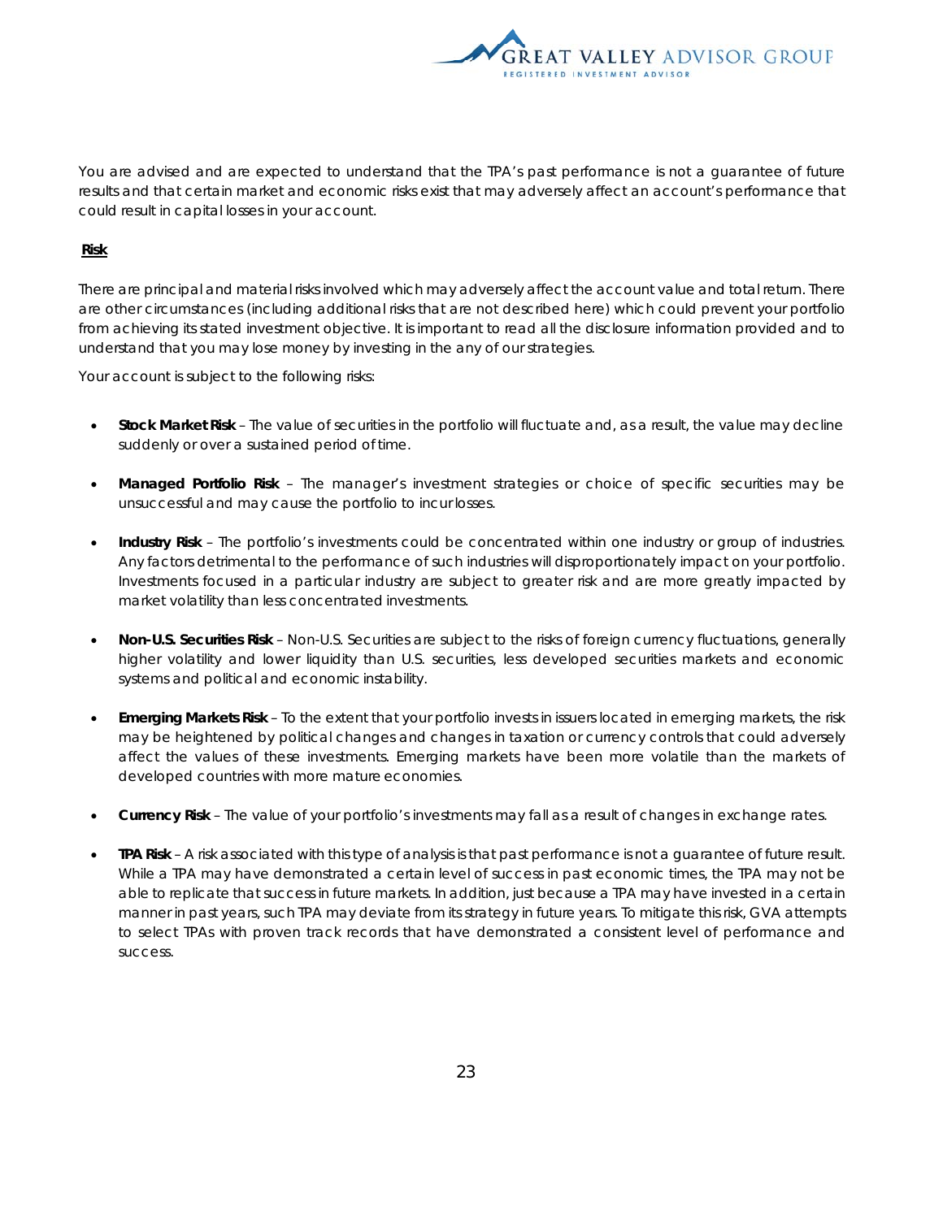You are advised and are expected to understand that the TPA's past performance is not a guarantee of future results and that certain market and economic risks exist that may adversely affect an account's performance that could result in capital losses in your account.

**Risk**

There are principal and material risks involved which may adversely affect the account value and total return. There are other circumstances (including additional risks that are not described here) which could prevent your portfolio from achieving its stated investment objective. It is important to read all the disclosure information provided and to understand that you may lose money by investing in the any of our strategies.

Your account is subject to the following risks:

- **Stock Market Risk** – The value of securities in the portfolio will fluctuate and, as a result, the value may decline suddenly or over a sustained period of time.
- **Managed Portfolio Risk** – The manager's investment strategies or choice of specific securities may be unsuccessful and may cause the portfolio to incur losses.
- **Industry Risk** – The portfolio's investments could be concentrated within one industry or group of industries. Any factors detrimental to the performance of such industries will disproportionately impact on your portfolio. Investments focused in a particular industry are subject to greater risk and are more greatly impacted by market volatility than less concentrated investments.
- **Non-U.S. Securities Risk** – Non-U.S. Securities are subject to the risks of foreign currency fluctuations, generally higher volatility and lower liquidity than U.S. securities, less developed securities markets and economic systems and political and economic instability.
- **Emerging Markets Risk** – To the extent that your portfolio invests in issuers located in emerging markets, the risk may be heightened by political changes and changes in taxation or currency controls that could adversely affect the values of these investments. Emerging markets have been more volatile than the markets of developed countries with more mature economies.
- **Currency Risk** – The value of your portfolio's investments may fall as a result of changes in exchange rates.
- **TPA Risk** – A risk associated with this type of analysis is that past performance is not a guarantee of future result. While a TPA may have demonstrated a certain level of success in past economic times, the TPA may not be able to replicate that success in future markets. In addition, just because a TPA may have invested in a certain manner in past years, such TPA may deviate from its strategy in future years. To mitigate this risk, GVA attempts to select TPAs with proven track records that have demonstrated a consistent level of performance and success.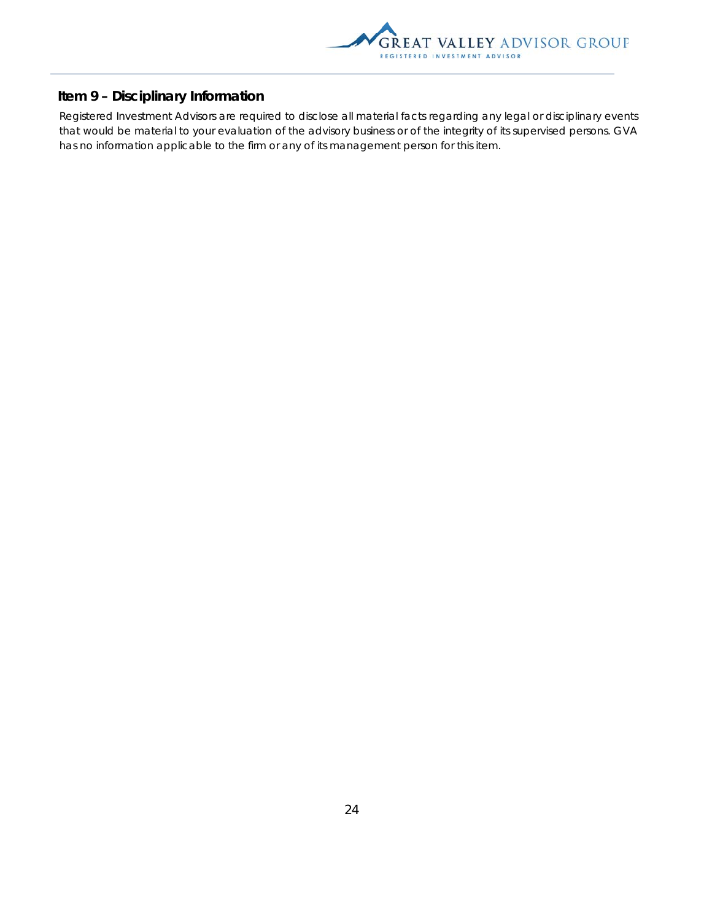## Item 9 – Disciplinary Information

Registered Investment Advisors are required to disclose all material facts regarding any legal or disciplinary events that would be material to your evaluation of the advisory business or of the integrity of its supervised persons. GVA has no information applicable to the firm or any of its management person for this item.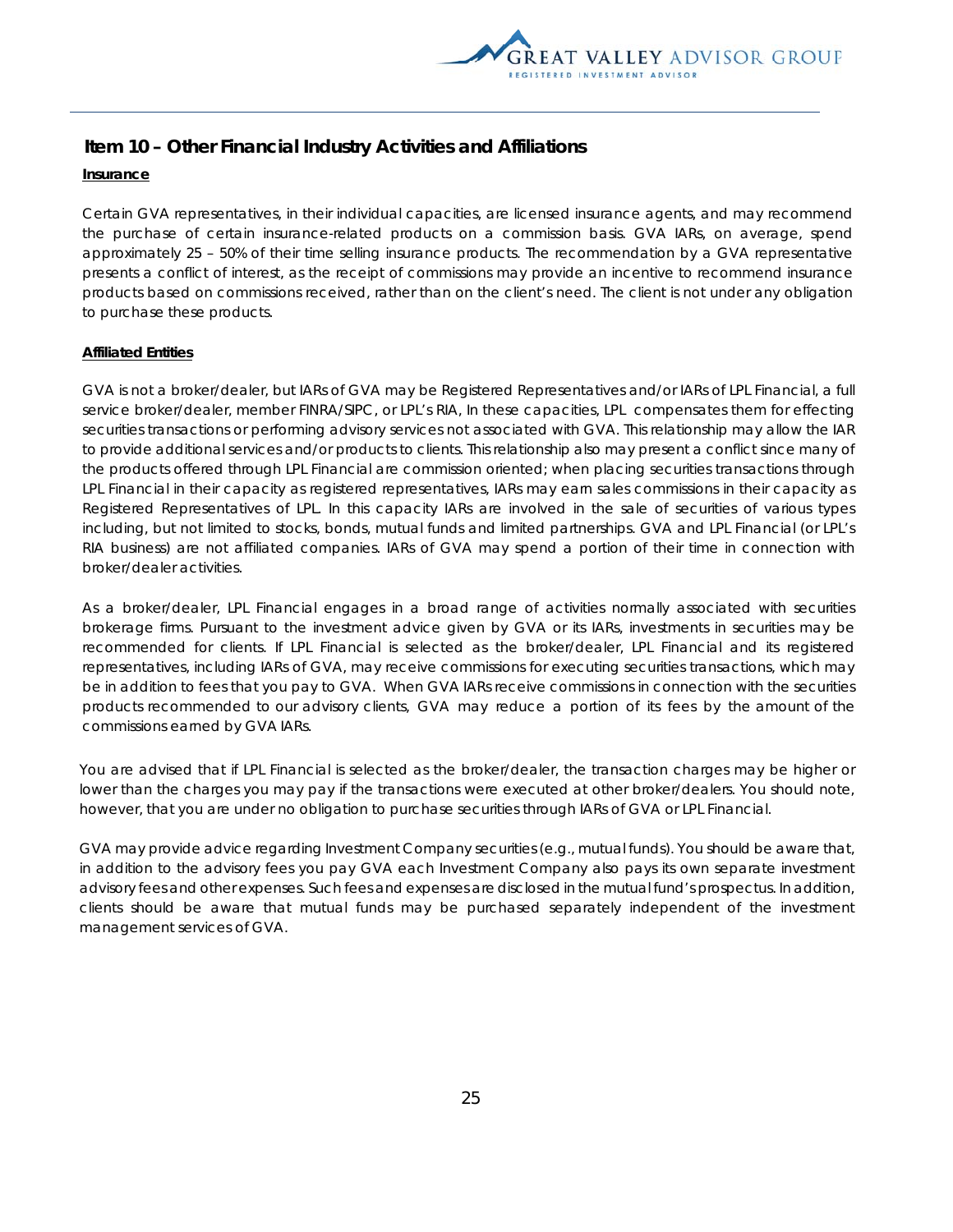## Item 10 – Other Financial Industry Activities and Affiliations

**Insurance**

Certain GVA representatives, in their individual capacities, are licensed insurance agents, and may recommend the purchase of certain insurance-related products on a commission basis. GVA IARs, on average, spend approximately 25 – 50% of their time selling insurance products. The recommendation by a GVA representative presents a conflict of interest, as the receipt of commissions may provide an incentive to recommend insurance products based on commissions received, rather than on the client's need. The client is not under any obligation to purchase these products.

**Affiliated Entities**

GVA is not a broker/dealer, but IARs of GVA may be Registered Representatives and/or IARs of LPL Financial, a full service broker/dealer, member FINRA/SIPC, or LPL's RIA, In these capacities, LPL compensates them for effecting securities transactions or performing advisory services not associated with GVA. This relationship may allow the IAR to provide additional services and/or products to clients. This relationship also may present a conflict since many of the products offered through LPL Financial are commission oriented; when placing securities transactions through LPL Financial in their capacity as registered representatives, IARs may earn sales commissions in their capacity as Registered Representatives of LPL. In this capacity IARs are involved in the sale of securities of various types including, but not limited to stocks, bonds, mutual funds and limited partnerships. GVA and LPL Financial (or LPL's RIA business) are not affiliated companies. IARs of GVA may spend a portion of their time in connection with broker/dealer activities.

As a broker/dealer, LPL Financial engages in a broad range of activities normally associated with securities brokerage firms. Pursuant to the investment advice given by GVA or its IARs, investments in securities may be recommended for clients. If LPL Financial is selected as the broker/dealer, LPL Financial and its registered representatives, including IARs of GVA, may receive commissions for executing securities transactions, which may be in addition to fees that you pay to GVA. When GVA IARs receive commissions in connection with the securities products recommended to our advisory clients, GVA may reduce a portion of its fees by the amount of the commissions earned by GVA IARs.

You are advised that if LPL Financial is selected as the broker/dealer, the transaction charges may be higher or lower than the charges you may pay if the transactions were executed at other broker/dealers. You should note, however, that you are under no obligation to purchase securities through IARs of GVA or LPL Financial.

GVA may provide advice regarding Investment Company securities (e.g., mutual funds). You should be aware that, in addition to the advisory fees you pay GVA each Investment Company also pays its own separate investment advisory fees and other expenses. Such fees and expenses are disclosed in the mutual fund's prospectus. In addition, clients should be aware that mutual funds may be purchased separately independent of the investment management services of GVA.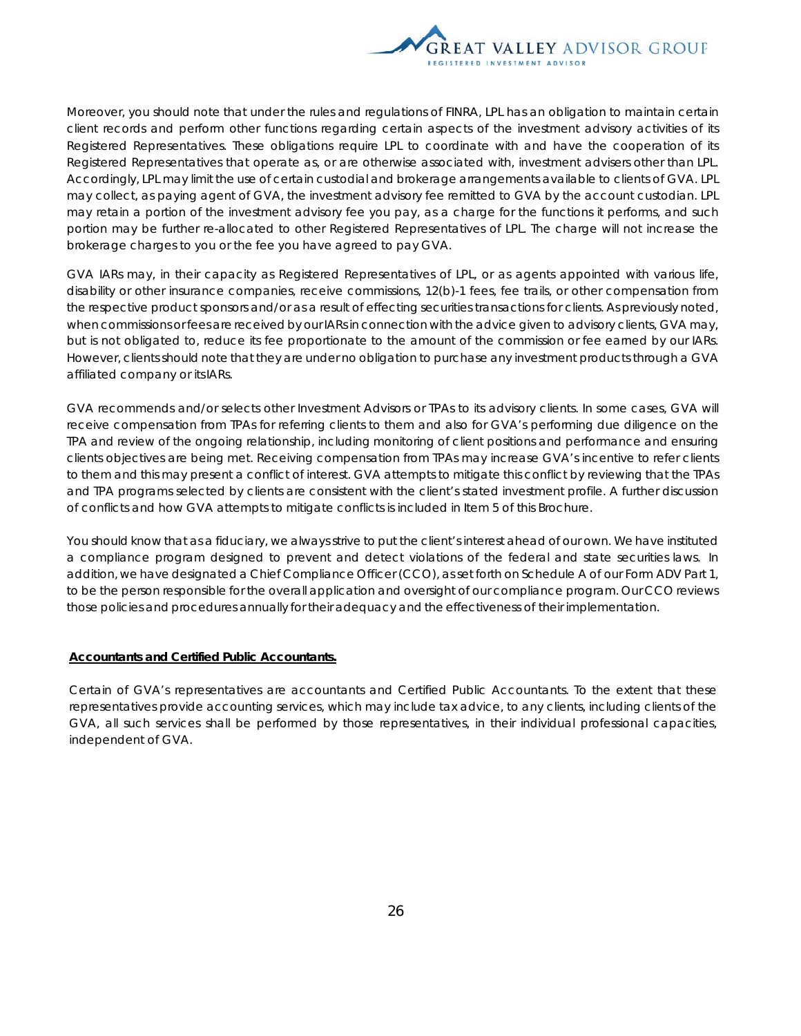Moreover, you should note that under the rules and regulations of FINRA, LPL has an obligation to maintain certain client records and perform other functions regarding certain aspects of the investment advisory activities of its Registered Representatives. These obligations require LPL to coordinate with and have the cooperation of its Registered Representatives that operate as, or are otherwise associated with, investment advisers other than LPL. Accordingly, LPL may limit the use of certain custodial and brokerage arrangements available to clients of GVA. LPL may collect, as paying agent of GVA, the investment advisory fee remitted to GVA by the account custodian. LPL may retain a portion of the investment advisory fee you pay, as a charge for the functions it performs, and such portion may be further re-allocated to other Registered Representatives of LPL. The charge will not increase the brokerage charges to you or the fee you have agreed to pay GVA.

GVA IARs may, in their capacity as Registered Representatives of LPL, or as agents appointed with various life, disability or other insurance companies, receive commissions, 12(b)-1 fees, fee trails, or other compensation from the respective product sponsors and/or as a result of effecting securities transactions for clients. As previously noted, when commissions or fees are received by our IARs in connection with the advice given to advisory clients, GVA may, but is not obligated to, reduce its fee proportionate to the amount of the commission or fee earned by our IARs. However, clients should note that they are under no obligation to purchase any investment products through a GVA affiliated company or its IARs.

GVA recommends and/or selects other Investment Advisors or TPAs to its advisory clients. In some cases, GVA will receive compensation from TPAs for referring clients to them and also for GVA's performing due diligence on the TPA and review of the ongoing relationship, including monitoring of client positions and performance and ensuring clients objectives are being met. Receiving compensation from TPAs may increase GVA's incentive to refer clients to them and this may present a conflict of interest. GVA attempts to mitigate this conflict by reviewing that the TPAs and TPA programs selected by clients are consistent with the client's stated investment profile. A further discussion of conflicts and how GVA attempts to mitigate conflicts is included in Item 5 of this Brochure.

You should know that as a fiduciary, we always strive to put the client's interest ahead of our own. We have instituted a compliance program designed to prevent and detect violations of the federal and state securities laws. In addition, we have designated a Chief Compliance Officer (CCO), as set forth on Schedule A of our Form ADV Part 1, to be the person responsible for the overall application and oversight of our compliance program. Our CCO reviews those policies and procedures annually for their adequacy and the effectiveness of their implementation.

**Accountants and Certified Public Accountants.**

Certain of GVA's representatives are accountants and Certified Public Accountants. To the extent that these representatives provide accounting services, which may include tax advice, to any clients, including clients of the GVA, all such services shall be performed by those representatives, in their individual professional capacities, independent of GVA.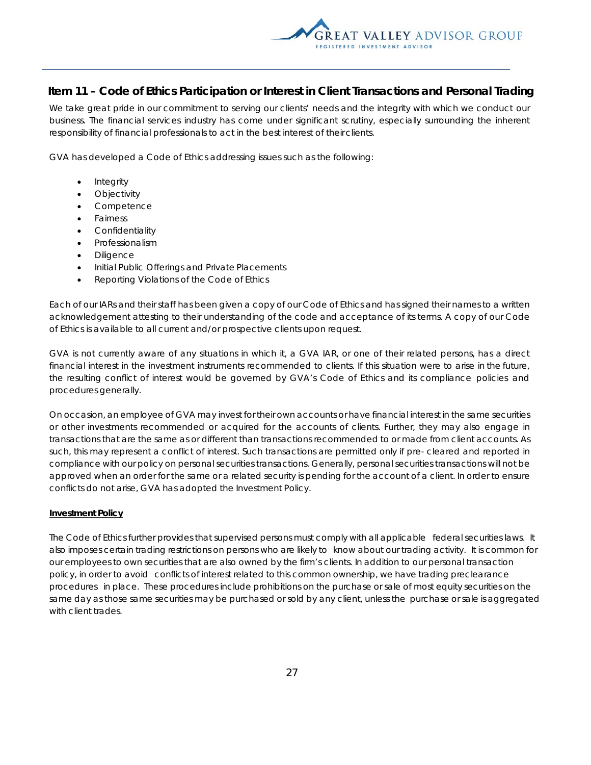## Item 11 – Code of Ethics Participation or Interest in Client Transactions and Personal Trading

We take great pride in our commitment to serving our clients' needs and the integrity with which we conduct our business. The financial services industry has come under significant scrutiny, especially surrounding the inherent responsibility of financial professionals to act in the best interest of theirclients.

GVA has developed a Code of Ethics addressing issues such as the following:

- Integrity
- Objectivity
- Competence
- Fairness
- Confidentiality
- Professionalism
- Diligence
- Initial Public Offerings and Private Placements
- Reporting Violations of the Code of Ethics

Each of our IARs and their staff has been given a copy of our Code of Ethics and has signed their names to a written acknowledgement attesting to their understanding of the code and acceptance of its terms. A copy of our Code of Ethics is available to all current and/or prospective clients upon request.

GVA is not currently aware of any situations in which it, a GVA IAR, or one of their related persons, has a direct financial interest in the investment instruments recommended to clients. If this situation were to arise in the future, the resulting conflict of interest would be governed by GVA's Code of Ethics and its compliance policies and procedures generally.

On occasion, an employee of GVA may invest for their own accounts or have financial interest in the same securities or other investments recommended or acquired for the accounts of clients. Further, they may also engage in transactions that are the same as or different than transactions recommended to or made from client accounts. As such, this may represent a conflict of interest. Such transactions are permitted only if pre- cleared and reported in compliance with our policy on personal securities transactions. Generally, personal securities transactions will not be approved when an order for the same or a related security is pending for the account of a client. In order to ensure conflicts do not arise, GVA has adopted the Investment Policy.

**Investment Policy**

The Code of Ethics further provides that supervised persons must comply with all applicable federal securities laws. It also imposes certain trading restrictions on persons who are likely to know about our trading activity. It is common for our employees to own securities that are also owned by the firm's clients. In addition to our personal transaction policy, in order to avoid conflicts of interest related to this common ownership, we have trading preclearance procedures in place. These procedures include prohibitions on the purchase or sale of most equity securities on the same day as those same securities may be purchased or sold by any client, unless the purchase or sale is aggregated with client trades.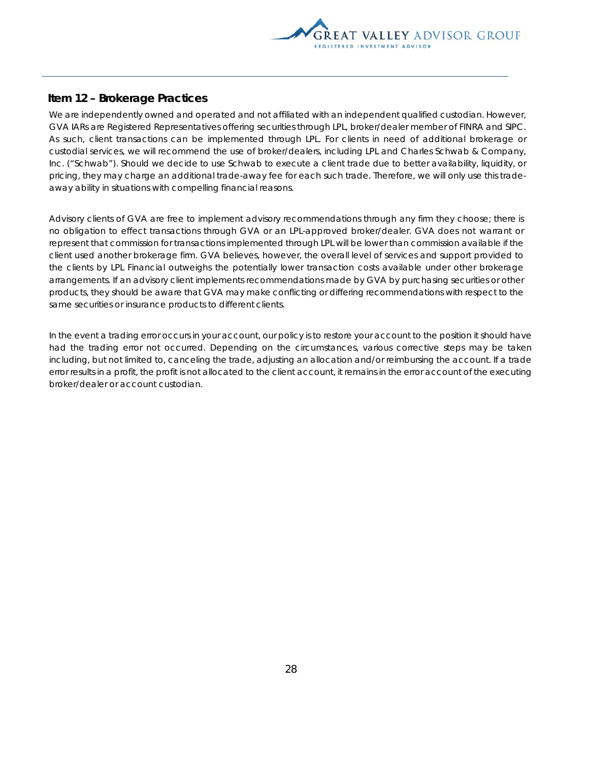## Item 12 – Brokerage Practices

We are independently owned and operated and not affiliated with an independent qualified custodian. However, GVA IARs are Registered Representatives offering securities through LPL, broker/dealer member of FINRA and SIPC. As such, client transactions can be implemented through LPL. For clients in need of additional brokerage or custodial services, we will recommend the use of broker/dealers, including LPL and Charles Schwab & Company, Inc. ("Schwab"). Should we decide to use Schwab to execute a client trade due to better availability, liquidity, or pricing, they may charge an additional trade-away fee for each such trade. Therefore, we will only use this trade-away ability in situations with compelling financial reasons.

Advisory clients of GVA are free to implement advisory recommendations through any firm they choose; there is no obligation to effect transactions through GVA or an LPL-approved broker/dealer. GVA does not warrant or represent that commission for transactions implemented through LPL will be lower than commission available if the client used another brokerage firm. GVA believes, however, the overall level of services and support provided to the clients by LPL Financial outweighs the potentially lower transaction costs available under other brokerage arrangements. If an advisory client implements recommendations made by GVA by purchasing securities or other products, they should be aware that GVA may make conflicting or differing recommendations with respect to the same securities or insurance products to different clients.

In the event a trading error occurs in your account, our policy is to restore your account to the position it should have had the trading error not occurred. Depending on the circumstances, various corrective steps may be taken including, but not limited to, canceling the trade, adjusting an allocation and/or reimbursing the account. If a trade error results in a profit, the profit is not allocated to the client account, it remains in the error account of the executing broker/dealer or account custodian.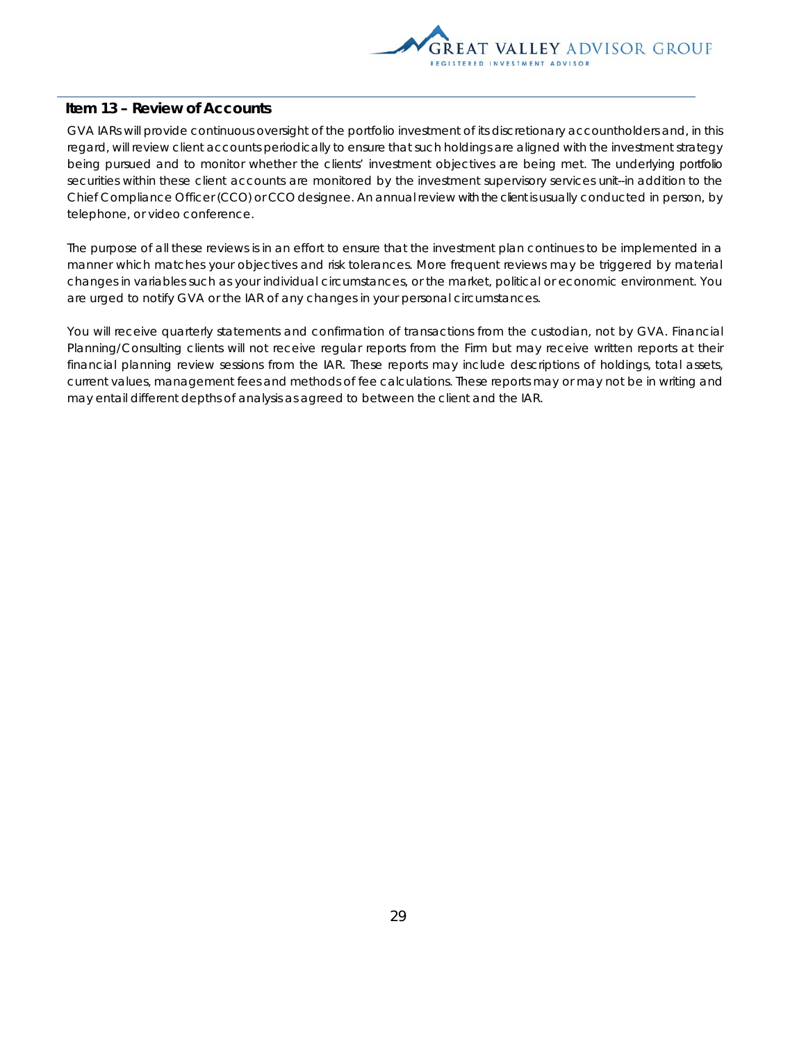## Item 13 – Review of Accounts

GVA IARs will provide continuous oversight of the portfolio investment of its discretionary accountholders and, in this regard, will review client accounts periodically to ensure that such holdings are aligned with the investment strategy being pursued and to monitor whether the clients' investment objectives are being met. The underlying portfolio securities within these client accounts are monitored by the investment supervisory services unit--in addition to the Chief Compliance Officer (CCO) or CCO designee. An annual review with the client is usually conducted in person, by telephone, or video conference.

The purpose of all these reviews is in an effort to ensure that the investment plan continues to be implemented in a manner which matches your objectives and risk tolerances. More frequent reviews may be triggered by material changes in variables such as your individual circumstances, or the market, political or economic environment. You are urged to notify GVA or the IAR of any changes in your personal circumstances.

You will receive quarterly statements and confirmation of transactions from the custodian, not by GVA. Financial Planning/Consulting clients will not receive regular reports from the Firm but may receive written reports at their financial planning review sessions from the IAR. These reports may include descriptions of holdings, total assets, current values, management fees and methods of fee calculations. These reports may or may not be in writing and may entail different depths of analysis as agreed to between the client and the IAR.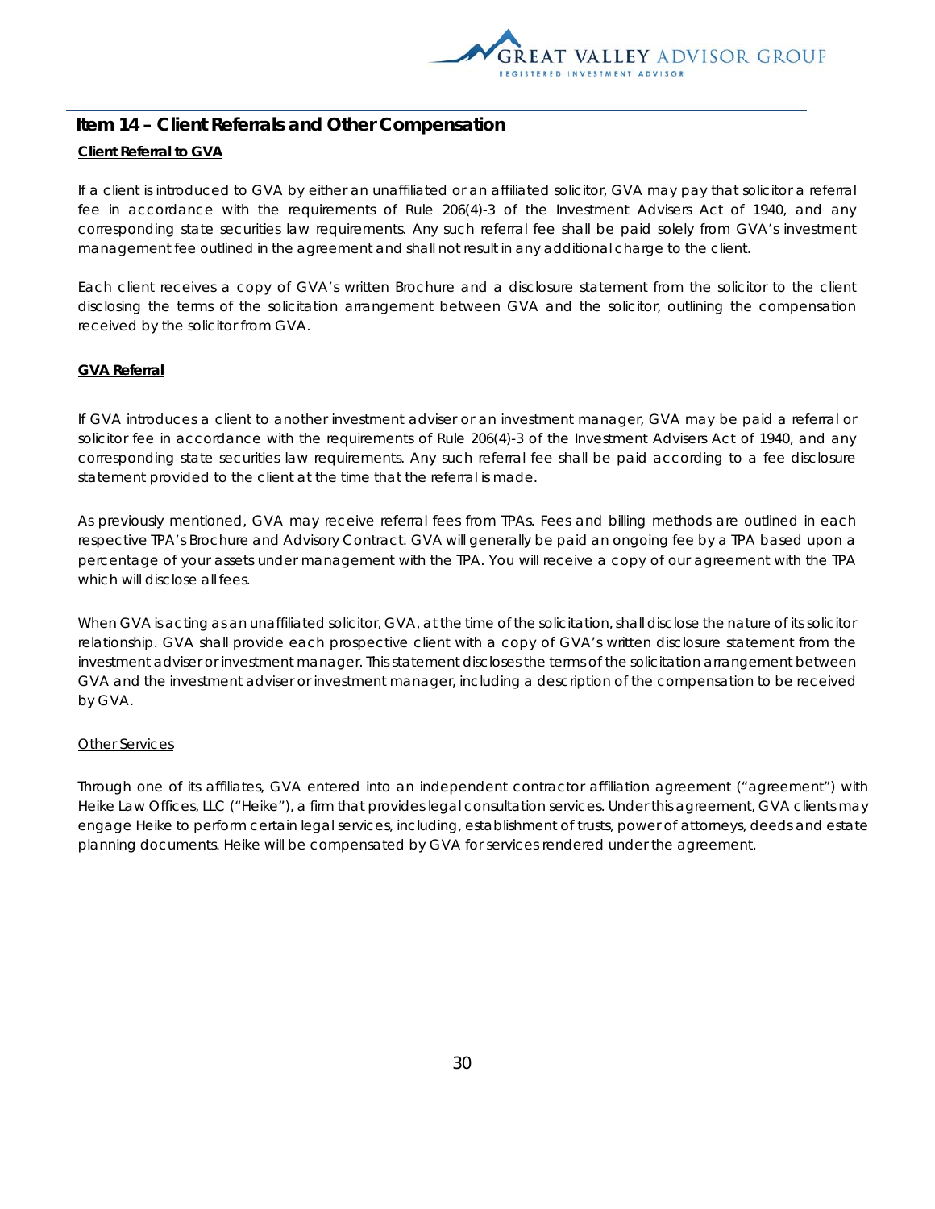## Item 14 – Client Referrals and Other Compensation

**Client Referral to GVA**

If a client is introduced to GVA by either an unaffiliated or an affiliated solicitor, GVA may pay that solicitor a referral fee in accordance with the requirements of Rule 206(4)-3 of the Investment Advisers Act of 1940, and any corresponding state securities law requirements. Any such referral fee shall be paid solely from GVA's investment management fee outlined in the agreement and shall not result in any additional charge to the client.

Each client receives a copy of GVA's written Brochure and a disclosure statement from the solicitor to the client disclosing the terms of the solicitation arrangement between GVA and the solicitor, outlining the compensation received by the solicitor from GVA.

**GVA Referral**

If GVA introduces a client to another investment adviser or an investment manager, GVA may be paid a referral or solicitor fee in accordance with the requirements of Rule 206(4)-3 of the Investment Advisers Act of 1940, and any corresponding state securities law requirements. Any such referral fee shall be paid according to a fee disclosure statement provided to the client at the time that the referral is made.

As previously mentioned, GVA may receive referral fees from TPAs. Fees and billing methods are outlined in each respective TPA's Brochure and Advisory Contract. GVA will generally be paid an ongoing fee by a TPA based upon a percentage of your assets under management with the TPA. You will receive a copy of our agreement with the TPA which will disclose all fees.

When GVA is acting as an unaffiliated solicitor, GVA, at the time of the solicitation, shall disclose the nature of its solicitor relationship. GVA shall provide each prospective client with a copy of GVA's written disclosure statement from the investment adviser or investment manager. This statement discloses the terms of the solicitation arrangement between GVA and the investment adviser or investment manager, including a description of the compensation to be received by GVA.

Other Services

Through one of its affiliates, GVA entered into an independent contractor affiliation agreement ("agreement") with Heike Law Offices, LLC ("Heike"), a firm that provides legal consultation services. Under this agreement, GVA clients may engage Heike to perform certain legal services, including, establishment of trusts, power of attorneys, deeds and estate planning documents. Heike will be compensated by GVA for services rendered under the agreement.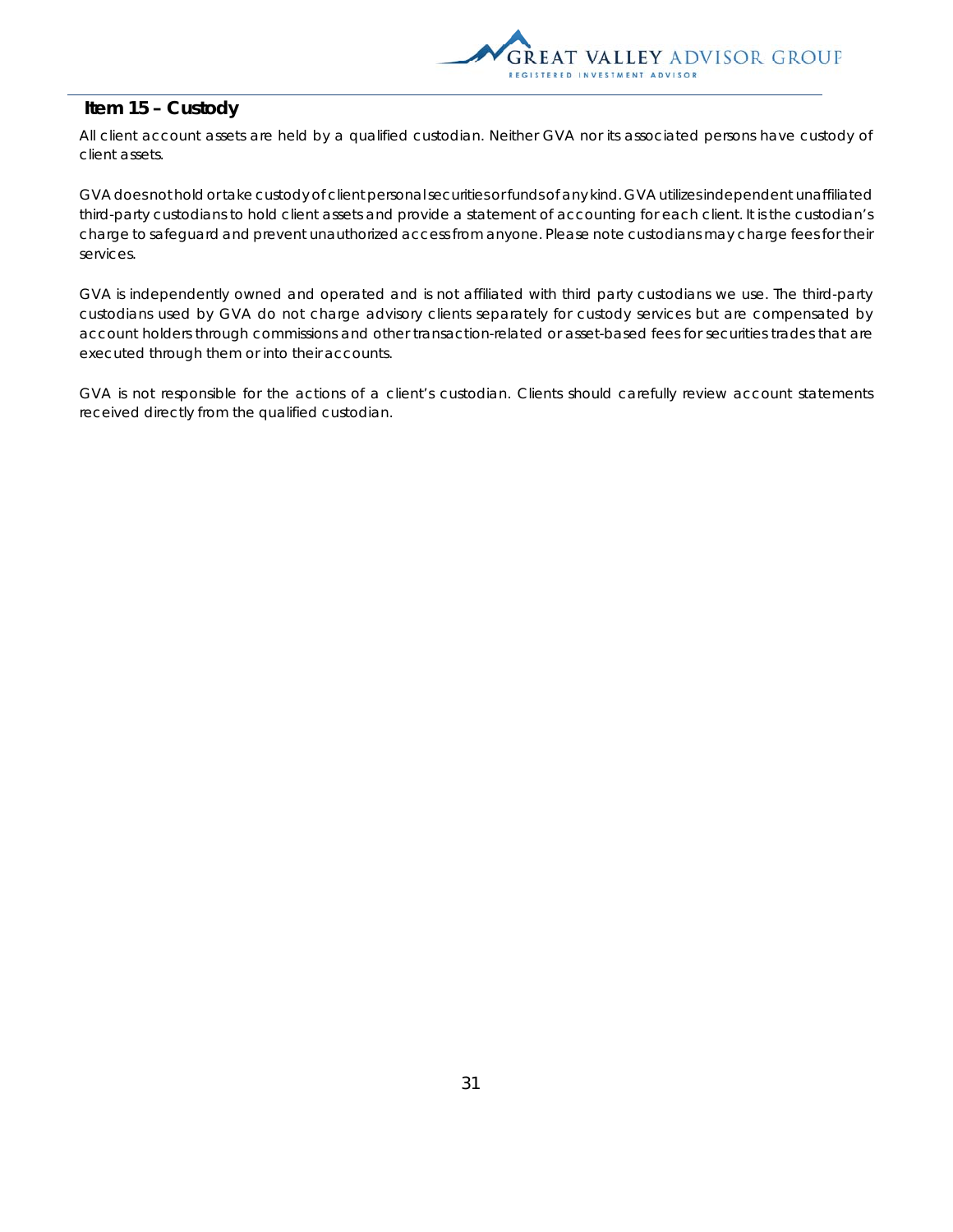## Item 15 – Custody

All client account assets are held by a qualified custodian. Neither GVA nor its associated persons have custody of client assets.

GVA does not hold or take custody of client personal securities or funds of any kind. GVA utilizes independent unaffiliated third-party custodians to hold client assets and provide a statement of accounting for each client. It is the custodian's charge to safeguard and prevent unauthorized access from anyone. Please note custodians may charge fees for their services.

GVA is independently owned and operated and is not affiliated with third party custodians we use. The third-party custodians used by GVA do not charge advisory clients separately for custody services but are compensated by account holders through commissions and other transaction-related or asset-based fees for securities trades that are executed through them or into their accounts.

GVA is not responsible for the actions of a client's custodian. Clients should carefully review account statements received directly from the qualified custodian.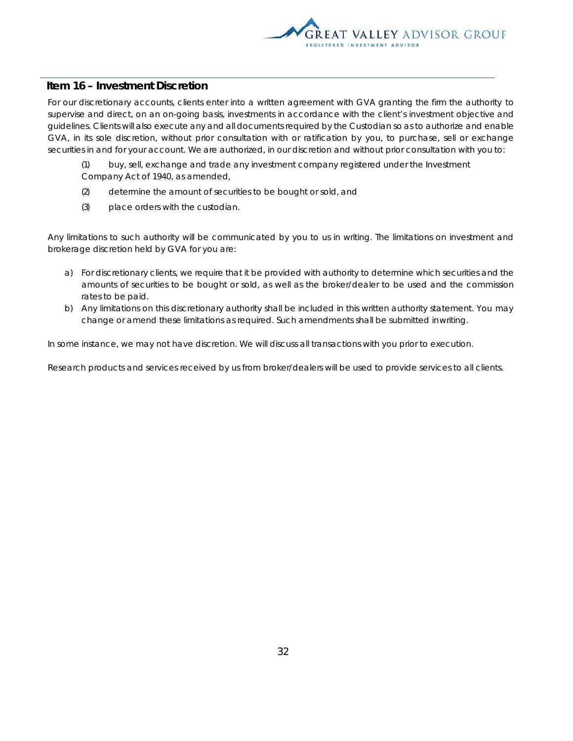## Item 16 – Investment Discretion

For our discretionary accounts, clients enter into a written agreement with GVA granting the firm the authority to supervise and direct, on an on-going basis, investments in accordance with the client's investment objective and guidelines. Clients will also execute any and all documents required by the Custodian so as to authorize and enable GVA, in its sole discretion, without prior consultation with or ratification by you, to purchase, sell or exchange securities in and for your account. We are authorized, in our discretion and without prior consultation with you to:

(1) buy, sell, exchange and trade any investment company registered under the Investment Company Act of 1940, as amended,

(2) determine the amount of securities to be bought or sold, and

(3) place orders with the custodian.

Any limitations to such authority will be communicated by you to us in writing. The limitations on investment and brokerage discretion held by GVA for you are:

a) For discretionary clients, we require that it be provided with authority to determine which securities and the amounts of securities to be bought or sold, as well as the broker/dealer to be used and the commission rates to be paid.
b) Any limitations on this discretionary authority shall be included in this written authority statement. You may change or amend these limitations as required. Such amendments shall be submitted in writing.

In some instance, we may not have discretion. We will discuss all transactions with you prior to execution.

Research products and services received by us from broker/dealers will be used to provide services to all clients.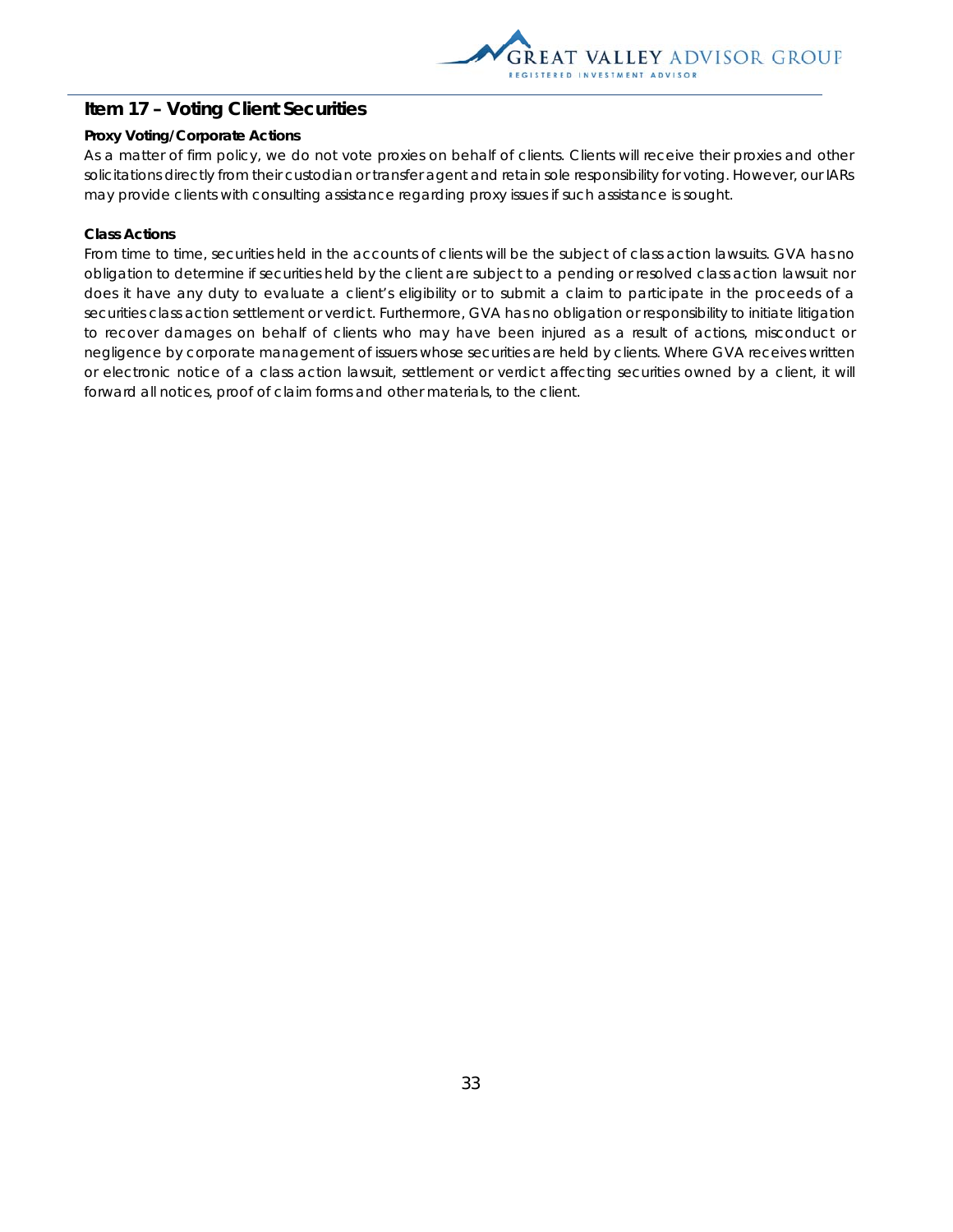## Item 17 – Voting Client Securities

### Proxy Voting/Corporate Actions

As a matter of firm policy, we do not vote proxies on behalf of clients. Clients will receive their proxies and other solicitations directly from their custodian or transfer agent and retain sole responsibility for voting. However, our IARs may provide clients with consulting assistance regarding proxy issues if such assistance is sought.

### Class Actions

From time to time, securities held in the accounts of clients will be the subject of class action lawsuits. GVA has no obligation to determine if securities held by the client are subject to a pending or resolved class action lawsuit nor does it have any duty to evaluate a client's eligibility or to submit a claim to participate in the proceeds of a securities class action settlement or verdict. Furthermore, GVA has no obligation or responsibility to initiate litigation to recover damages on behalf of clients who may have been injured as a result of actions, misconduct or negligence by corporate management of issuers whose securities are held by clients. Where GVA receives written or electronic notice of a class action lawsuit, settlement or verdict affecting securities owned by a client, it will forward all notices, proof of claim forms and other materials, to the client.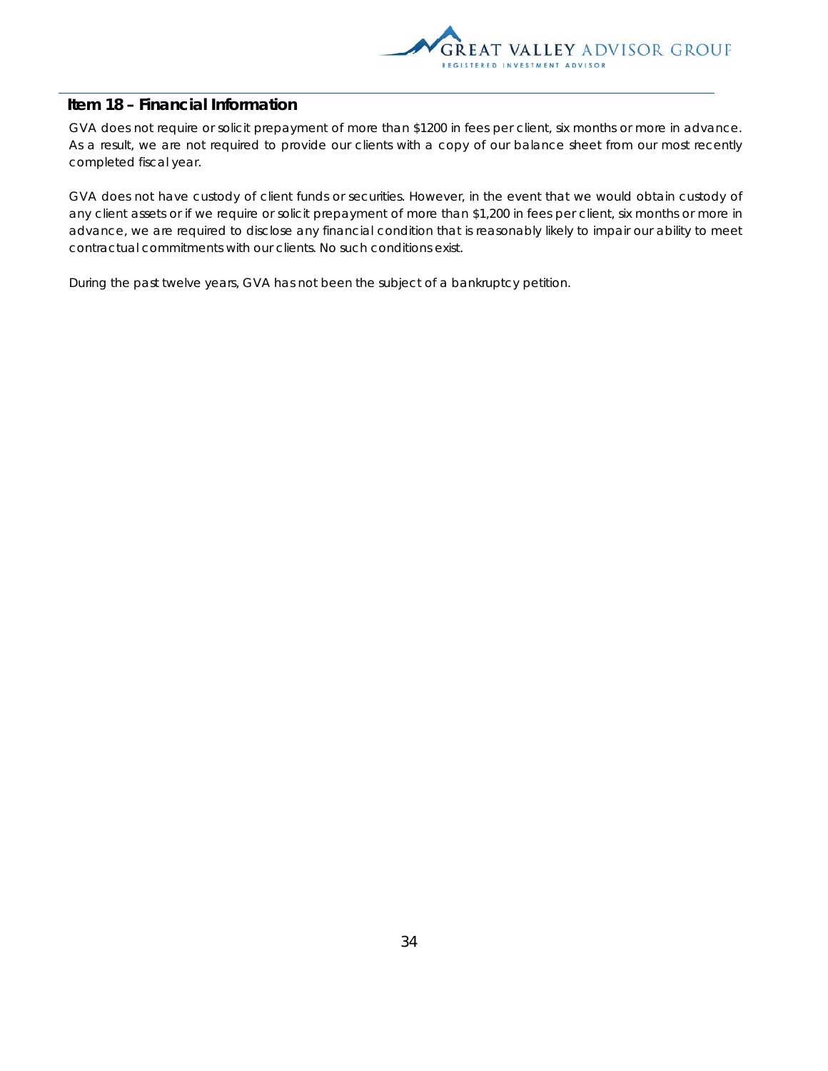## Item 18 – Financial Information

GVA does not require or solicit prepayment of more than $1200 in fees per client, six months or more in advance. As a result, we are not required to provide our clients with a copy of our balance sheet from our most recently completed fiscal year.

GVA does not have custody of client funds or securities. However, in the event that we would obtain custody of any client assets or if we require or solicit prepayment of more than $1,200 in fees per client, six months or more in advance, we are required to disclose any financial condition that is reasonably likely to impair our ability to meet contractual commitments with our clients. No such conditions exist.

During the past twelve years, GVA has not been the subject of a bankruptcy petition.